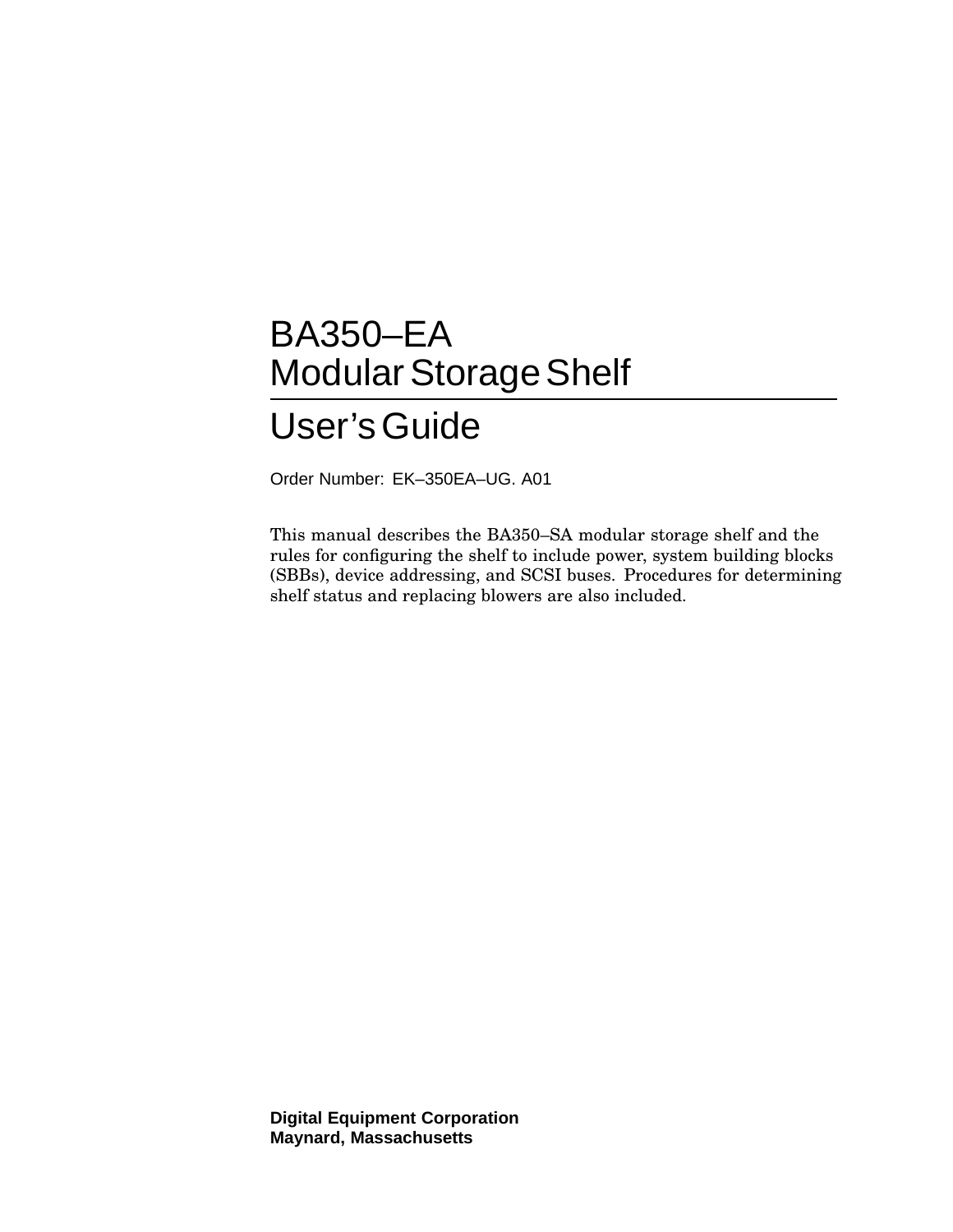# BA350–EA
# Modular Storage Shelf

## User's Guide

Order Number: EK–350EA–UG. A01

This manual describes the BA350–SA modular storage shelf and the rules for configuring the shelf to include power, system building blocks (SBBs), device addressing, and SCSI buses. Procedures for determining shelf status and replacing blowers are also included.

**Digital Equipment Corporation**
**Maynard, Massachusetts**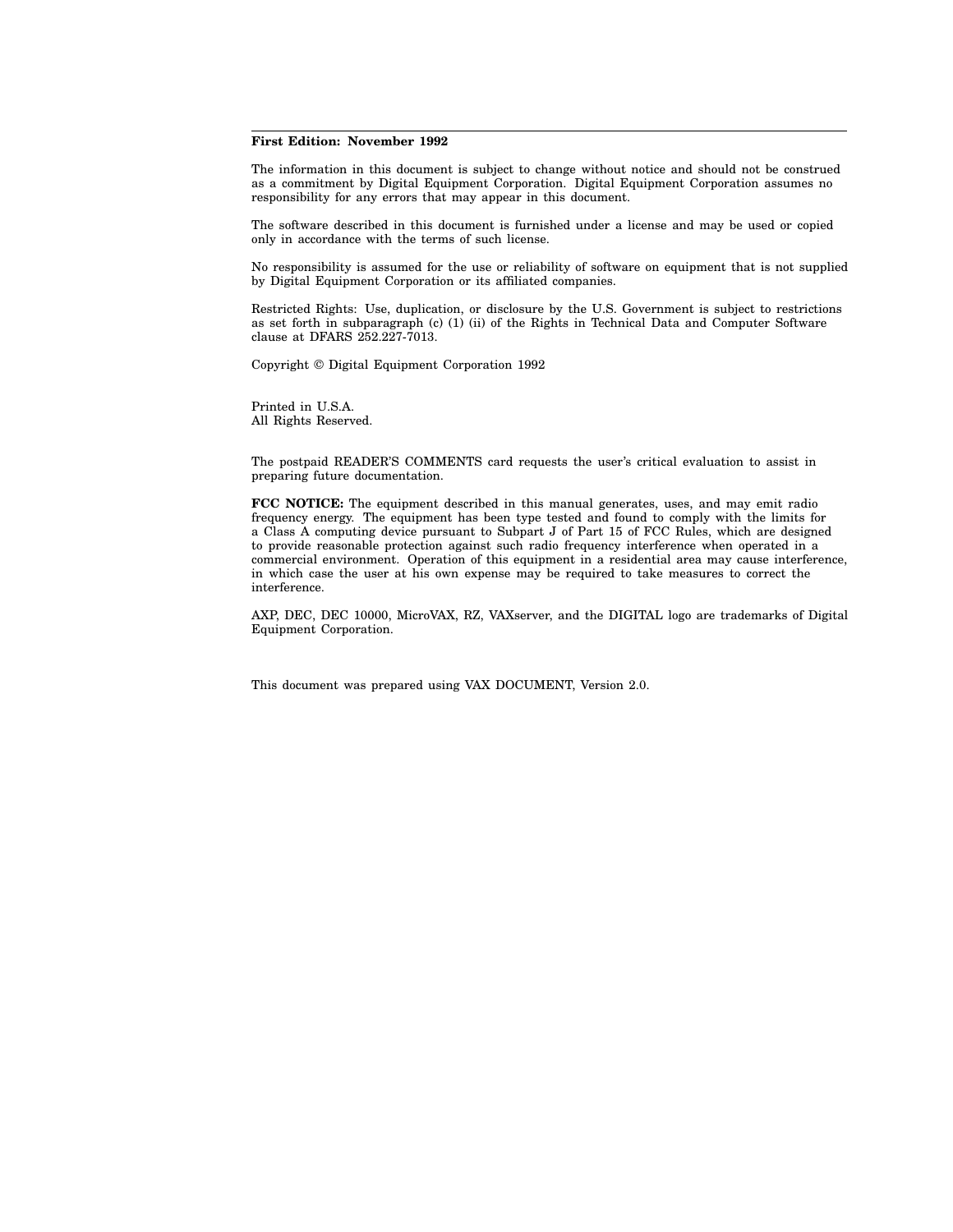**First Edition: November 1992**

The information in this document is subject to change without notice and should not be construed as a commitment by Digital Equipment Corporation. Digital Equipment Corporation assumes no responsibility for any errors that may appear in this document.

The software described in this document is furnished under a license and may be used or copied only in accordance with the terms of such license.

No responsibility is assumed for the use or reliability of software on equipment that is not supplied by Digital Equipment Corporation or its affiliated companies.

Restricted Rights: Use, duplication, or disclosure by the U.S. Government is subject to restrictions as set forth in subparagraph (c) (1) (ii) of the Rights in Technical Data and Computer Software clause at DFARS 252.227-7013.

Copyright © Digital Equipment Corporation 1992

Printed in U.S.A.
All Rights Reserved.

The postpaid READER'S COMMENTS card requests the user's critical evaluation to assist in preparing future documentation.

**FCC NOTICE:** The equipment described in this manual generates, uses, and may emit radio frequency energy. The equipment has been type tested and found to comply with the limits for a Class A computing device pursuant to Subpart J of Part 15 of FCC Rules, which are designed to provide reasonable protection against such radio frequency interference when operated in a commercial environment. Operation of this equipment in a residential area may cause interference, in which case the user at his own expense may be required to take measures to correct the interference.

AXP, DEC, DEC 10000, MicroVAX, RZ, VAXserver, and the DIGITAL logo are trademarks of Digital Equipment Corporation.

This document was prepared using VAX DOCUMENT, Version 2.0.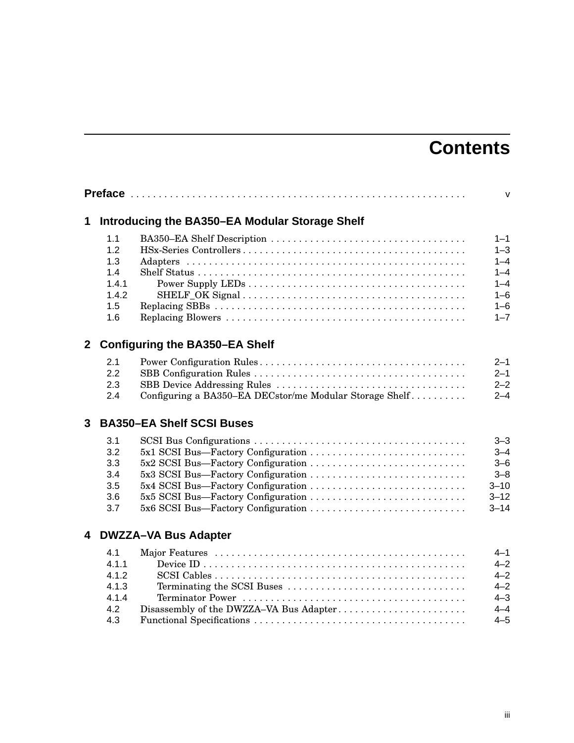# Contents

**Preface** . . . . . . . . . . . . . . . . . . . . . . . . . . . . . . . . . . . . . . . . . . . . . . . . . . . . . . . . . . . v

## 1 Introducing the BA350–EA Modular Storage Shelf

| | | |
|---|---|---|
| 1.1 | BA350–EA Shelf Description | 1–1 |
| 1.2 | HSx-Series Controllers | 1–3 |
| 1.3 | Adapters | 1–4 |
| 1.4 | Shelf Status | 1–4 |
| 1.4.1 | Power Supply LEDs | 1–4 |
| 1.4.2 | SHELF_OK Signal | 1–6 |
| 1.5 | Replacing SBBs | 1–6 |
| 1.6 | Replacing Blowers | 1–7 |

## 2 Configuring the BA350–EA Shelf

| | | |
|---|---|---|
| 2.1 | Power Configuration Rules | 2–1 |
| 2.2 | SBB Configuration Rules | 2–1 |
| 2.3 | SBB Device Addressing Rules | 2–2 |
| 2.4 | Configuring a BA350–EA DECstor/me Modular Storage Shelf | 2–4 |

## 3 BA350–EA Shelf SCSI Buses

| | | |
|---|---|---|
| 3.1 | SCSI Bus Configurations | 3–3 |
| 3.2 | 5x1 SCSI Bus—Factory Configuration | 3–4 |
| 3.3 | 5x2 SCSI Bus—Factory Configuration | 3–6 |
| 3.4 | 5x3 SCSI Bus—Factory Configuration | 3–8 |
| 3.5 | 5x4 SCSI Bus—Factory Configuration | 3–10 |
| 3.6 | 5x5 SCSI Bus—Factory Configuration | 3–12 |
| 3.7 | 5x6 SCSI Bus—Factory Configuration | 3–14 |

## 4 DWZZA–VA Bus Adapter

| | | |
|---|---|---|
| 4.1 | Major Features | 4–1 |
| 4.1.1 | Device ID | 4–2 |
| 4.1.2 | SCSI Cables | 4–2 |
| 4.1.3 | Terminating the SCSI Buses | 4–2 |
| 4.1.4 | Terminator Power | 4–3 |
| 4.2 | Disassembly of the DWZZA–VA Bus Adapter | 4–4 |
| 4.3 | Functional Specifications | 4–5 |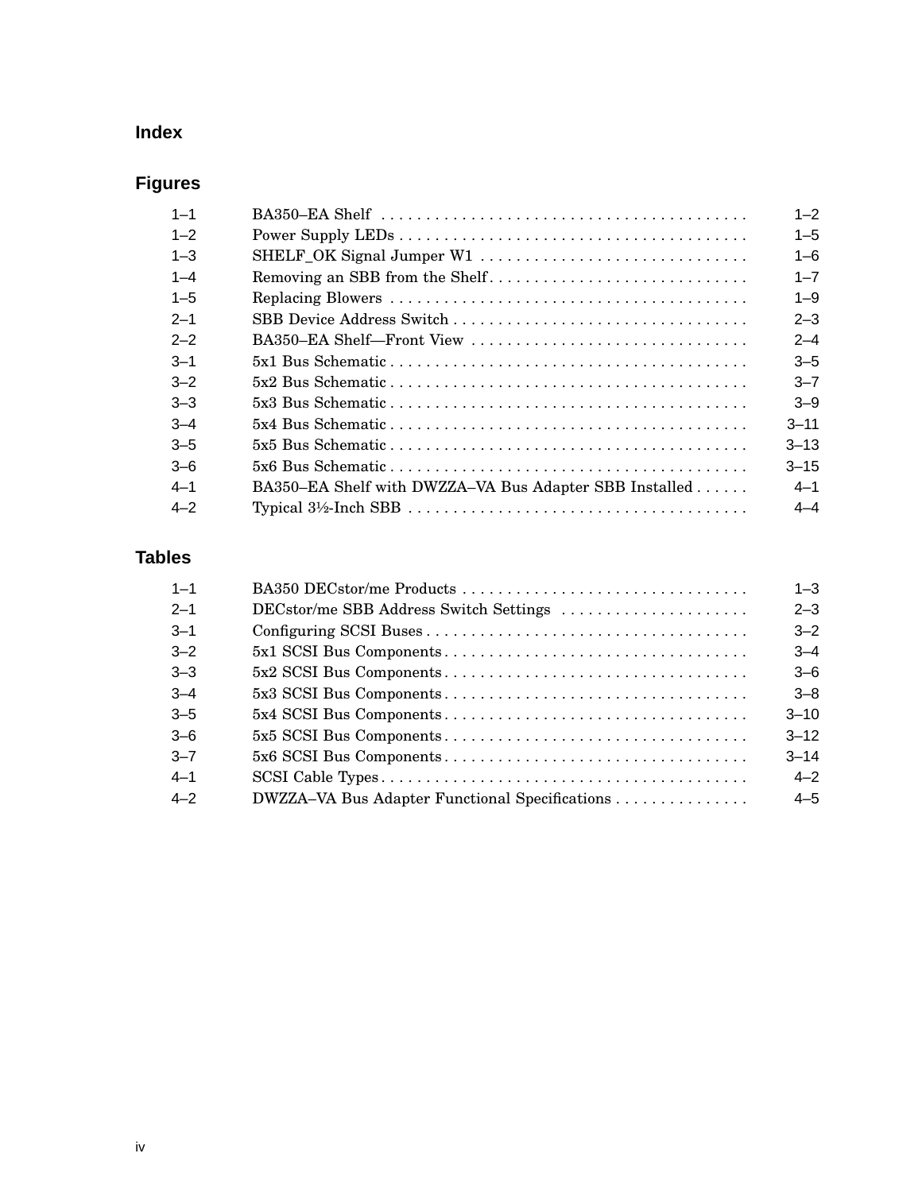## Index

## Figures

| | | |
|---|---|---|
| 1–1 | BA350–EA Shelf | 1–2 |
| 1–2 | Power Supply LEDs | 1–5 |
| 1–3 | SHELF_OK Signal Jumper W1 | 1–6 |
| 1–4 | Removing an SBB from the Shelf | 1–7 |
| 1–5 | Replacing Blowers | 1–9 |
| 2–1 | SBB Device Address Switch | 2–3 |
| 2–2 | BA350–EA Shelf—Front View | 2–4 |
| 3–1 | 5x1 Bus Schematic | 3–5 |
| 3–2 | 5x2 Bus Schematic | 3–7 |
| 3–3 | 5x3 Bus Schematic | 3–9 |
| 3–4 | 5x4 Bus Schematic | 3–11 |
| 3–5 | 5x5 Bus Schematic | 3–13 |
| 3–6 | 5x6 Bus Schematic | 3–15 |
| 4–1 | BA350–EA Shelf with DWZZA–VA Bus Adapter SBB Installed | 4–1 |
| 4–2 | Typical 3½-Inch SBB | 4–4 |

## Tables

| | | |
|---|---|---|
| 1–1 | BA350 DECstor/me Products | 1–3 |
| 2–1 | DECstor/me SBB Address Switch Settings | 2–3 |
| 3–1 | Configuring SCSI Buses | 3–2 |
| 3–2 | 5x1 SCSI Bus Components | 3–4 |
| 3–3 | 5x2 SCSI Bus Components | 3–6 |
| 3–4 | 5x3 SCSI Bus Components | 3–8 |
| 3–5 | 5x4 SCSI Bus Components | 3–10 |
| 3–6 | 5x5 SCSI Bus Components | 3–12 |
| 3–7 | 5x6 SCSI Bus Components | 3–14 |
| 4–1 | SCSI Cable Types | 4–2 |
| 4–2 | DWZZA–VA Bus Adapter Functional Specifications | 4–5 |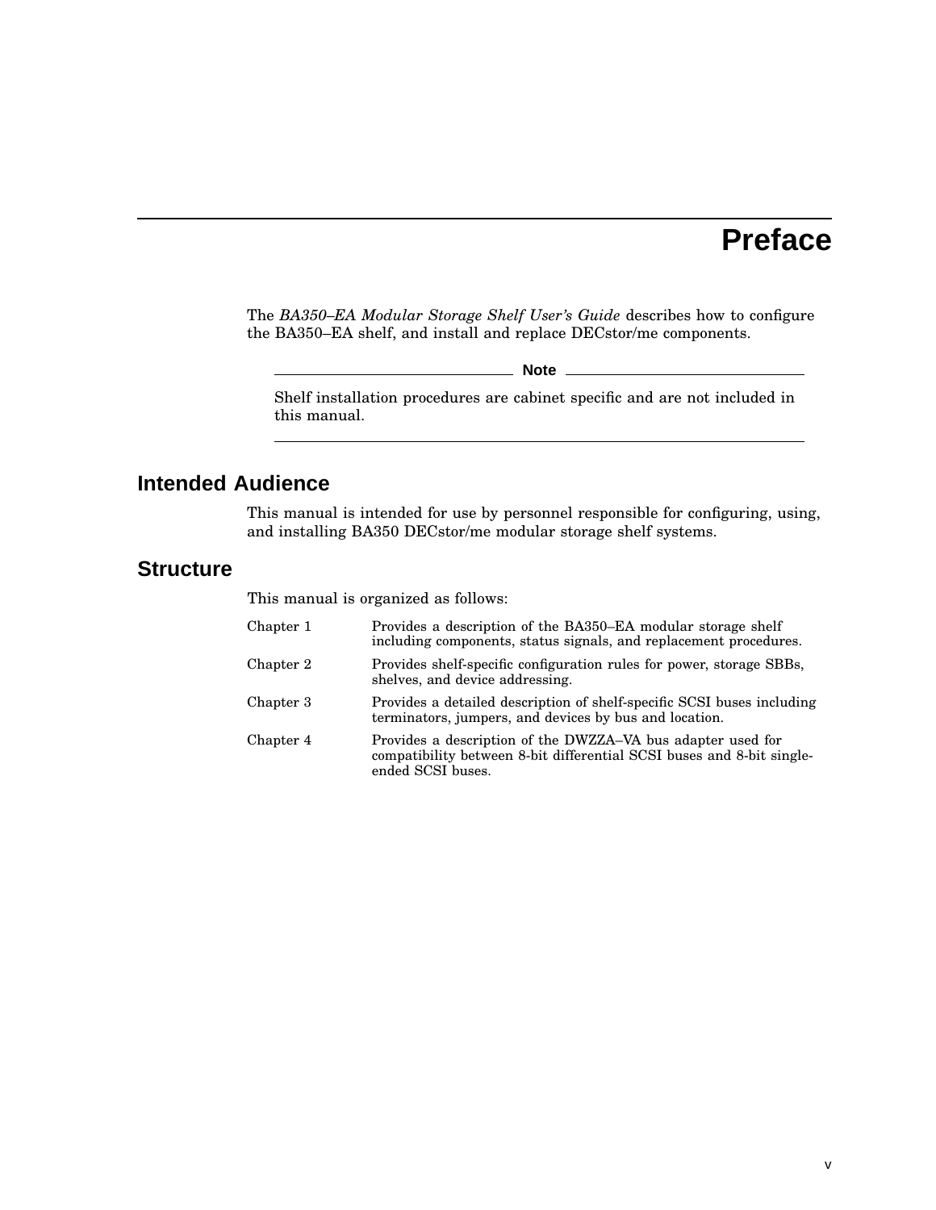# Preface

The *BA350–EA Modular Storage Shelf User's Guide* describes how to configure the BA350–EA shelf, and install and replace DECstor/me components.

**Note**

Shelf installation procedures are cabinet specific and are not included in this manual.

## Intended Audience

This manual is intended for use by personnel responsible for configuring, using, and installing BA350 DECstor/me modular storage shelf systems.

## Structure

This manual is organized as follows:

| | |
|---|---|
| Chapter 1 | Provides a description of the BA350–EA modular storage shelf including components, status signals, and replacement procedures. |
| Chapter 2 | Provides shelf-specific configuration rules for power, storage SBBs, shelves, and device addressing. |
| Chapter 3 | Provides a detailed description of shelf-specific SCSI buses including terminators, jumpers, and devices by bus and location. |
| Chapter 4 | Provides a description of the DWZZA–VA bus adapter used for compatibility between 8-bit differential SCSI buses and 8-bit single-ended SCSI buses. |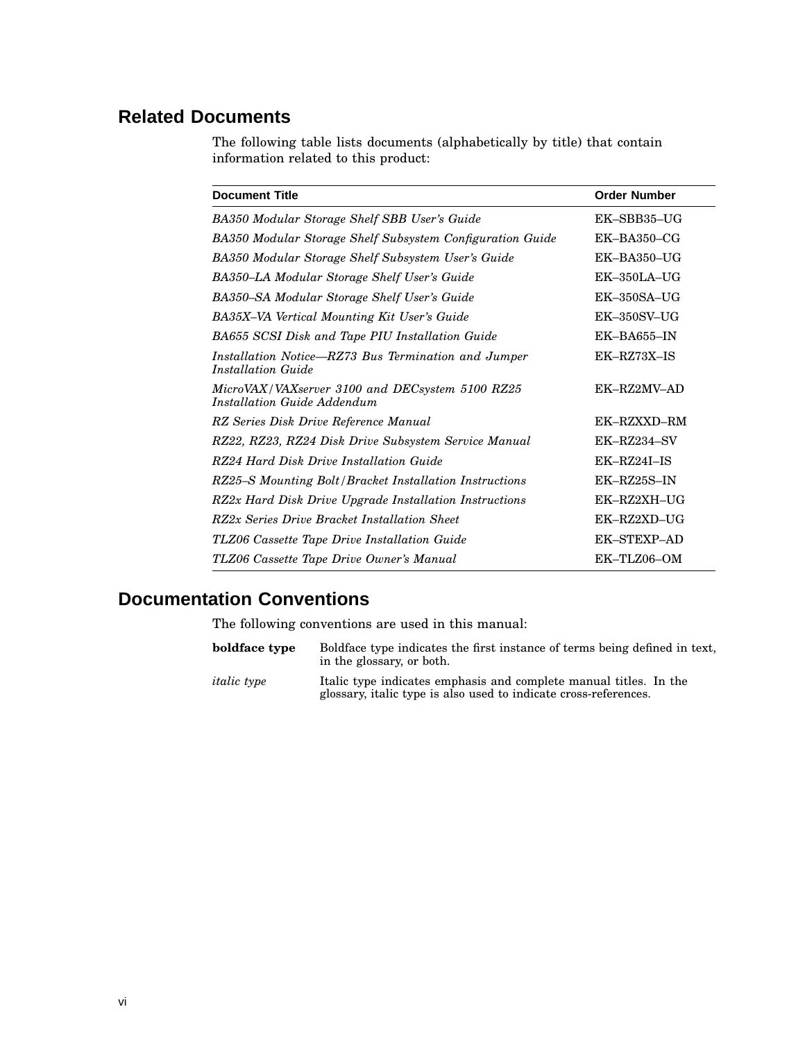## Related Documents

The following table lists documents (alphabetically by title) that contain information related to this product:

| Document Title | Order Number |
| --- | --- |
| *BA350 Modular Storage Shelf SBB User's Guide* | EK–SBB35–UG |
| *BA350 Modular Storage Shelf Subsystem Configuration Guide* | EK–BA350–CG |
| *BA350 Modular Storage Shelf Subsystem User's Guide* | EK–BA350–UG |
| *BA350–LA Modular Storage Shelf User's Guide* | EK–350LA–UG |
| *BA350–SA Modular Storage Shelf User's Guide* | EK–350SA–UG |
| *BA35X–VA Vertical Mounting Kit User's Guide* | EK–350SV–UG |
| *BA655 SCSI Disk and Tape PIU Installation Guide* | EK–BA655–IN |
| *Installation Notice—RZ73 Bus Termination and Jumper Installation Guide* | EK–RZ73X–IS |
| *MicroVAX/VAXserver 3100 and DECsystem 5100 RZ25 Installation Guide Addendum* | EK–RZ2MV–AD |
| *RZ Series Disk Drive Reference Manual* | EK–RZXXD–RM |
| *RZ22, RZ23, RZ24 Disk Drive Subsystem Service Manual* | EK–RZ234–SV |
| *RZ24 Hard Disk Drive Installation Guide* | EK–RZ24I–IS |
| *RZ25–S Mounting Bolt/Bracket Installation Instructions* | EK–RZ25S–IN |
| *RZ2x Hard Disk Drive Upgrade Installation Instructions* | EK–RZ2XH–UG |
| *RZ2x Series Drive Bracket Installation Sheet* | EK–RZ2XD–UG |
| *TLZ06 Cassette Tape Drive Installation Guide* | EK–STEXP–AD |
| *TLZ06 Cassette Tape Drive Owner's Manual* | EK–TLZ06–OM |

## Documentation Conventions

The following conventions are used in this manual:

**boldface type** — Boldface type indicates the first instance of terms being defined in text, in the glossary, or both.

*italic type* — Italic type indicates emphasis and complete manual titles. In the glossary, italic type is also used to indicate cross-references.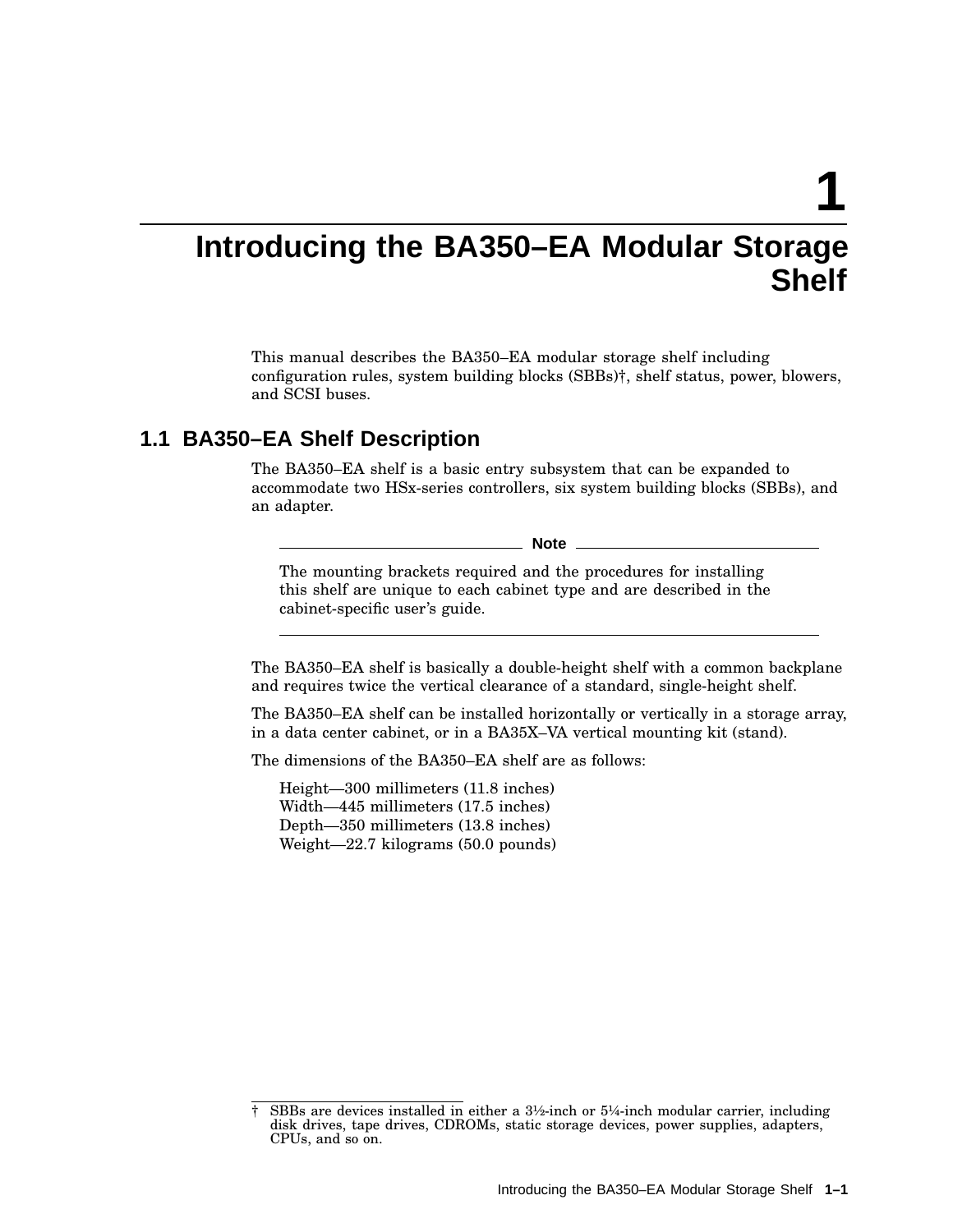# 1 Introducing the BA350–EA Modular Storage Shelf

This manual describes the BA350–EA modular storage shelf including configuration rules, system building blocks (SBBs)†, shelf status, power, blowers, and SCSI buses.

## 1.1 BA350–EA Shelf Description

The BA350–EA shelf is a basic entry subsystem that can be expanded to accommodate two HSx-series controllers, six system building blocks (SBBs), and an adapter.

---

**Note**

The mounting brackets required and the procedures for installing this shelf are unique to each cabinet type and are described in the cabinet-specific user's guide.

---

The BA350–EA shelf is basically a double-height shelf with a common backplane and requires twice the vertical clearance of a standard, single-height shelf.

The BA350–EA shelf can be installed horizontally or vertically in a storage array, in a data center cabinet, or in a BA35X–VA vertical mounting kit (stand).

The dimensions of the BA350–EA shelf are as follows:

Height—300 millimeters (11.8 inches)
Width—445 millimeters (17.5 inches)
Depth—350 millimeters (13.8 inches)
Weight—22.7 kilograms (50.0 pounds)

---

† SBBs are devices installed in either a 3½-inch or 5¼-inch modular carrier, including disk drives, tape drives, CDROMs, static storage devices, power supplies, adapters, CPUs, and so on.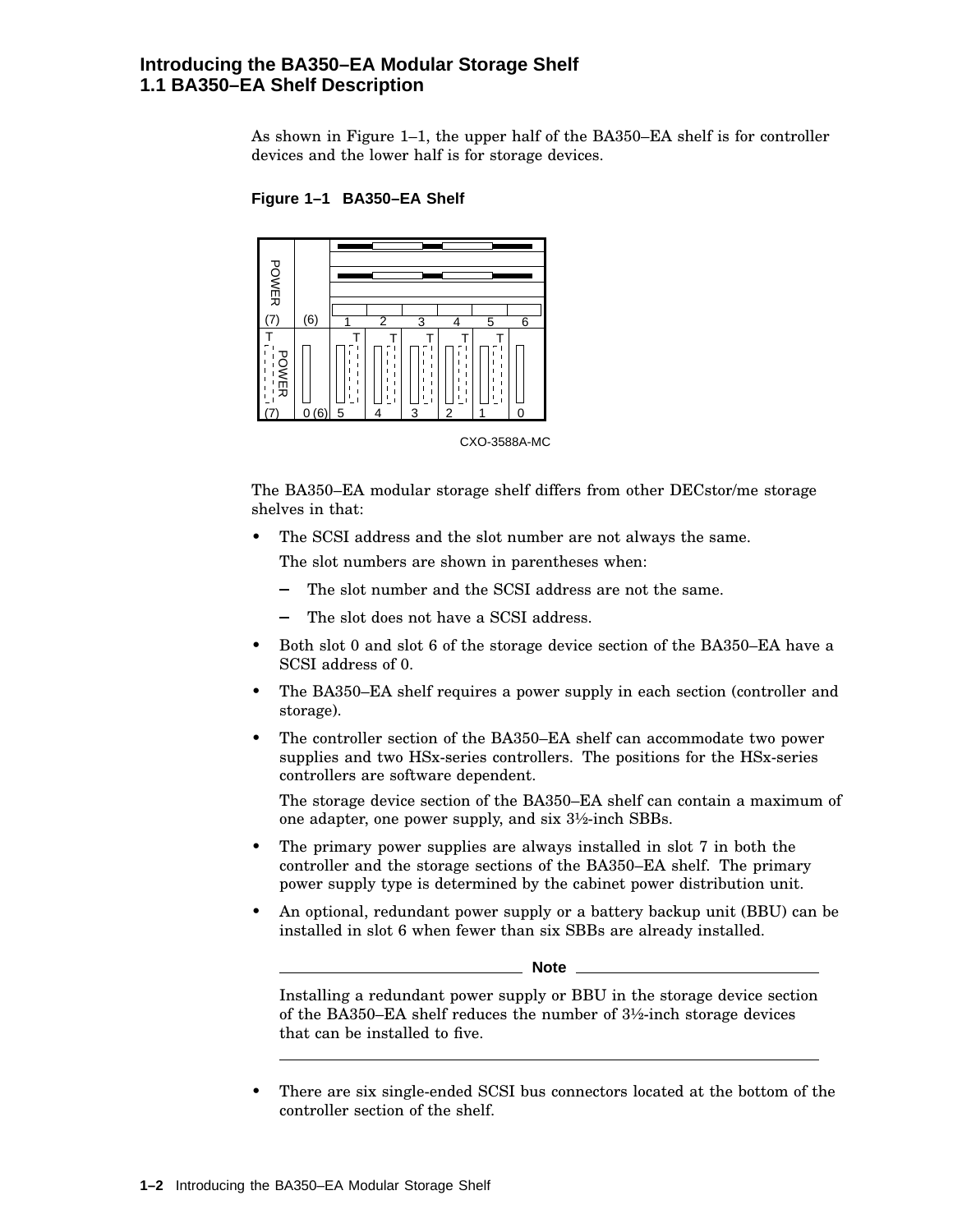As shown in Figure 1–1, the upper half of the BA350–EA shelf is for controller devices and the lower half is for storage devices.

**Figure 1–1 BA350–EA Shelf**

CXO-3588A-MC

The BA350–EA modular storage shelf differs from other DECstor/me storage shelves in that:

- The SCSI address and the slot number are not always the same.

  The slot numbers are shown in parentheses when:

  - The slot number and the SCSI address are not the same.
  - The slot does not have a SCSI address.

- Both slot 0 and slot 6 of the storage device section of the BA350–EA have a SCSI address of 0.
- The BA350–EA shelf requires a power supply in each section (controller and storage).
- The controller section of the BA350–EA shelf can accommodate two power supplies and two HSx-series controllers. The positions for the HSx-series controllers are software dependent.

  The storage device section of the BA350–EA shelf can contain a maximum of one adapter, one power supply, and six 3½-inch SBBs.

- The primary power supplies are always installed in slot 7 in both the controller and the storage sections of the BA350–EA shelf. The primary power supply type is determined by the cabinet power distribution unit.
- An optional, redundant power supply or a battery backup unit (BBU) can be installed in slot 6 when fewer than six SBBs are already installed.

> **Note**
>
> Installing a redundant power supply or BBU in the storage device section of the BA350–EA shelf reduces the number of 3½-inch storage devices that can be installed to five.

- There are six single-ended SCSI bus connectors located at the bottom of the controller section of the shelf.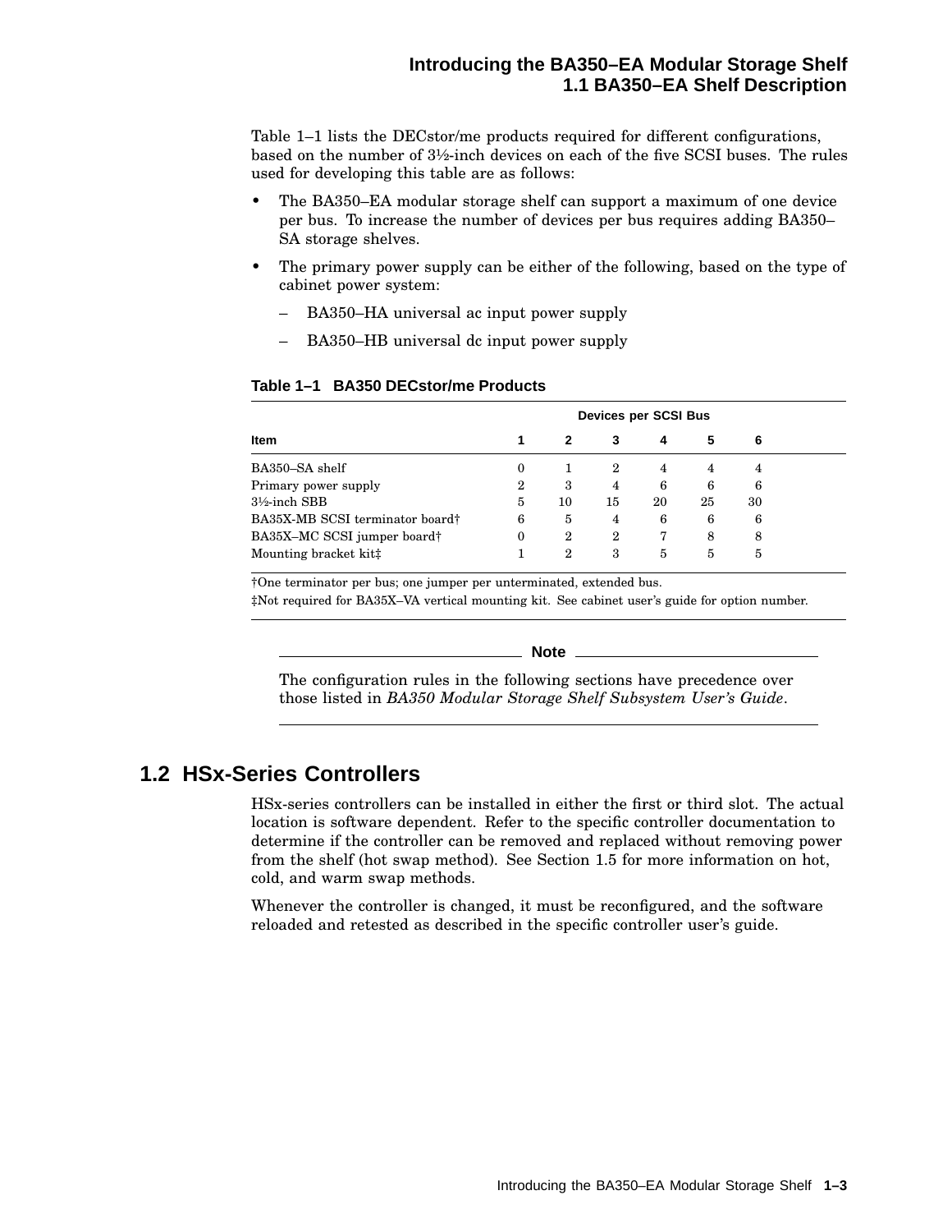Table 1–1 lists the DECstor/me products required for different configurations, based on the number of 3½-inch devices on each of the five SCSI buses. The rules used for developing this table are as follows:

- The BA350–EA modular storage shelf can support a maximum of one device per bus. To increase the number of devices per bus requires adding BA350–SA storage shelves.
- The primary power supply can be either of the following, based on the type of cabinet power system:
  - BA350–HA universal ac input power supply
  - BA350–HB universal dc input power supply

**Table 1–1 BA350 DECstor/me Products**

| | Devices per SCSI Bus | | | | | |
|---|---|---|---|---|---|---|
| **Item** | **1** | **2** | **3** | **4** | **5** | **6** |
| BA350–SA shelf | 0 | 1 | 2 | 4 | 4 | 4 |
| Primary power supply | 2 | 3 | 4 | 6 | 6 | 6 |
| 3½-inch SBB | 5 | 10 | 15 | 20 | 25 | 30 |
| BA35X-MB SCSI terminator board† | 6 | 5 | 4 | 6 | 6 | 6 |
| BA35X–MC SCSI jumper board† | 0 | 2 | 2 | 7 | 8 | 8 |
| Mounting bracket kit‡ | 1 | 2 | 3 | 5 | 5 | 5 |

†One terminator per bus; one jumper per unterminated, extended bus.

‡Not required for BA35X–VA vertical mounting kit. See cabinet user's guide for option number.

**Note**

The configuration rules in the following sections have precedence over those listed in *BA350 Modular Storage Shelf Subsystem User's Guide*.

## 1.2 HSx-Series Controllers

HSx-series controllers can be installed in either the first or third slot. The actual location is software dependent. Refer to the specific controller documentation to determine if the controller can be removed and replaced without removing power from the shelf (hot swap method). See Section 1.5 for more information on hot, cold, and warm swap methods.

Whenever the controller is changed, it must be reconfigured, and the software reloaded and retested as described in the specific controller user's guide.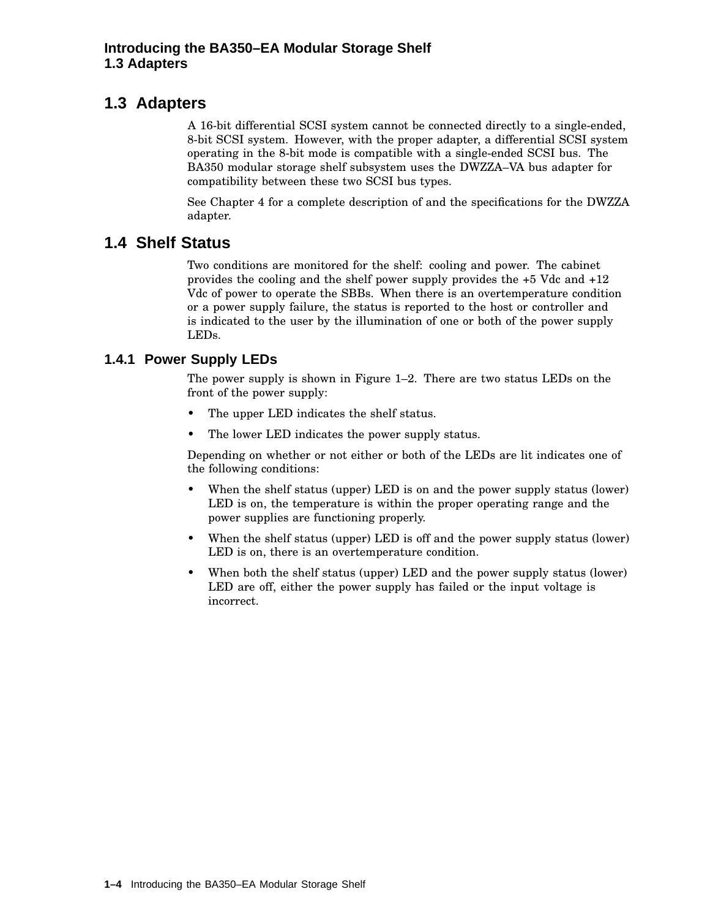## 1.3 Adapters

A 16-bit differential SCSI system cannot be connected directly to a single-ended, 8-bit SCSI system. However, with the proper adapter, a differential SCSI system operating in the 8-bit mode is compatible with a single-ended SCSI bus. The BA350 modular storage shelf subsystem uses the DWZZA–VA bus adapter for compatibility between these two SCSI bus types.

See Chapter 4 for a complete description of and the specifications for the DWZZA adapter.

## 1.4 Shelf Status

Two conditions are monitored for the shelf: cooling and power. The cabinet provides the cooling and the shelf power supply provides the +5 Vdc and +12 Vdc of power to operate the SBBs. When there is an overtemperature condition or a power supply failure, the status is reported to the host or controller and is indicated to the user by the illumination of one or both of the power supply LEDs.

### 1.4.1 Power Supply LEDs

The power supply is shown in Figure 1–2. There are two status LEDs on the front of the power supply:

- The upper LED indicates the shelf status.
- The lower LED indicates the power supply status.

Depending on whether or not either or both of the LEDs are lit indicates one of the following conditions:

- When the shelf status (upper) LED is on and the power supply status (lower) LED is on, the temperature is within the proper operating range and the power supplies are functioning properly.
- When the shelf status (upper) LED is off and the power supply status (lower) LED is on, there is an overtemperature condition.
- When both the shelf status (upper) LED and the power supply status (lower) LED are off, either the power supply has failed or the input voltage is incorrect.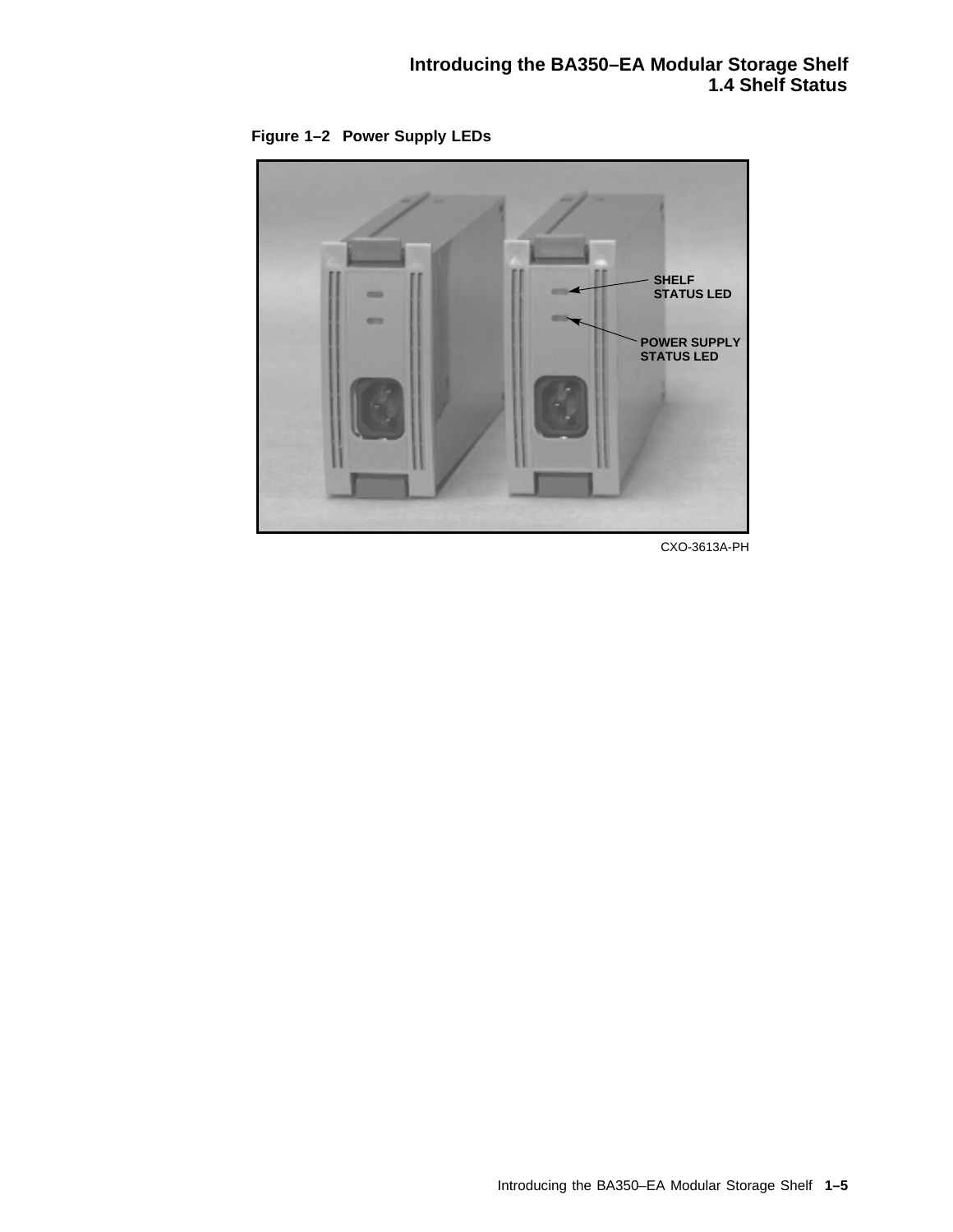**Figure 1–2 Power Supply LEDs**

SHELF STATUS LED

POWER SUPPLY STATUS LED

CXO-3613A-PH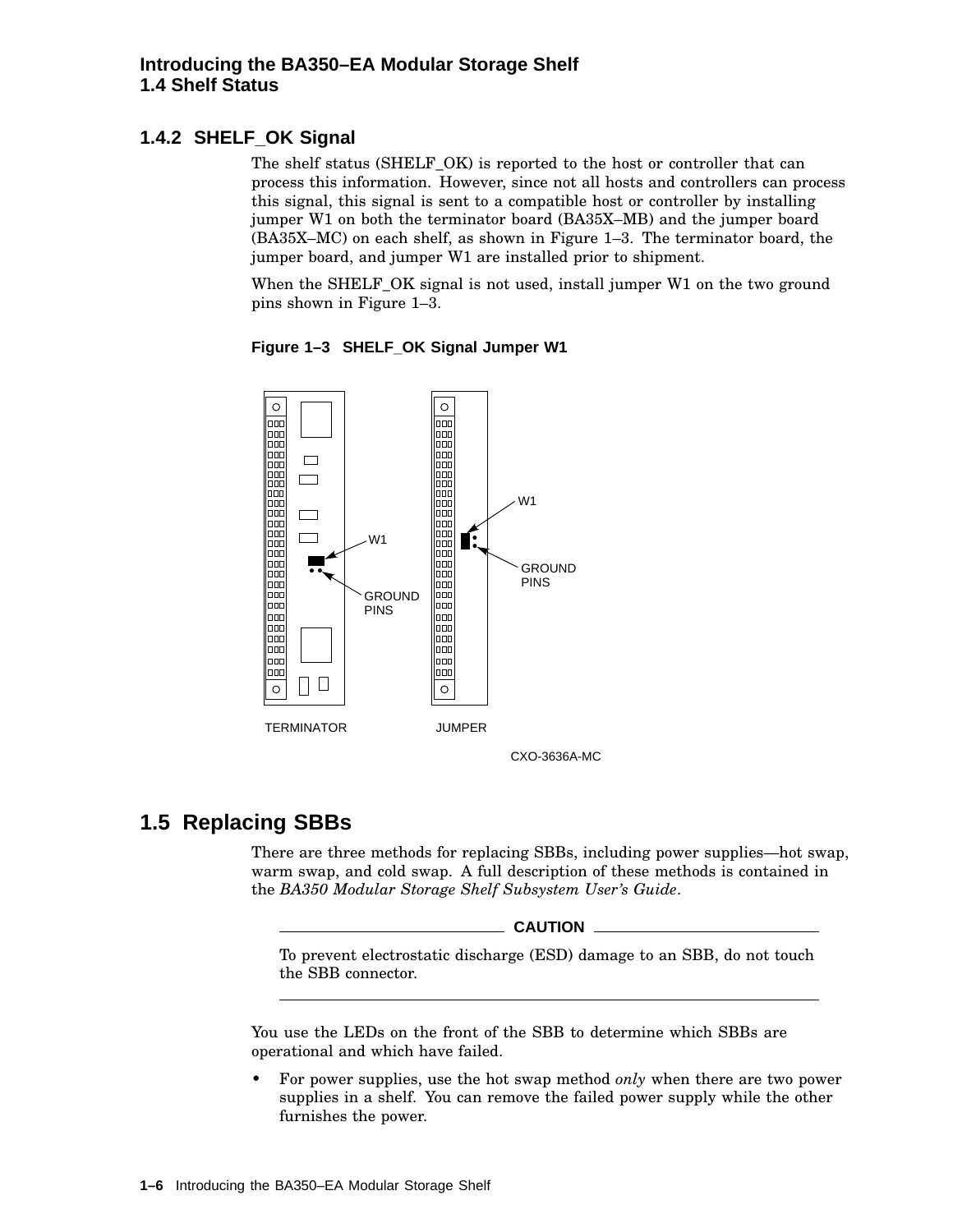### 1.4.2 SHELF_OK Signal

The shelf status (SHELF_OK) is reported to the host or controller that can process this information. However, since not all hosts and controllers can process this signal, this signal is sent to a compatible host or controller by installing jumper W1 on both the terminator board (BA35X–MB) and the jumper board (BA35X–MC) on each shelf, as shown in Figure 1–3. The terminator board, the jumper board, and jumper W1 are installed prior to shipment.

When the SHELF_OK signal is not used, install jumper W1 on the two ground pins shown in Figure 1–3.

**Figure 1–3 SHELF_OK Signal Jumper W1**

## 1.5 Replacing SBBs

There are three methods for replacing SBBs, including power supplies—hot swap, warm swap, and cold swap. A full description of these methods is contained in the *BA350 Modular Storage Shelf Subsystem User's Guide*.

---

**CAUTION**

To prevent electrostatic discharge (ESD) damage to an SBB, do not touch the SBB connector.

---

You use the LEDs on the front of the SBB to determine which SBBs are operational and which have failed.

- For power supplies, use the hot swap method *only* when there are two power supplies in a shelf. You can remove the failed power supply while the other furnishes the power.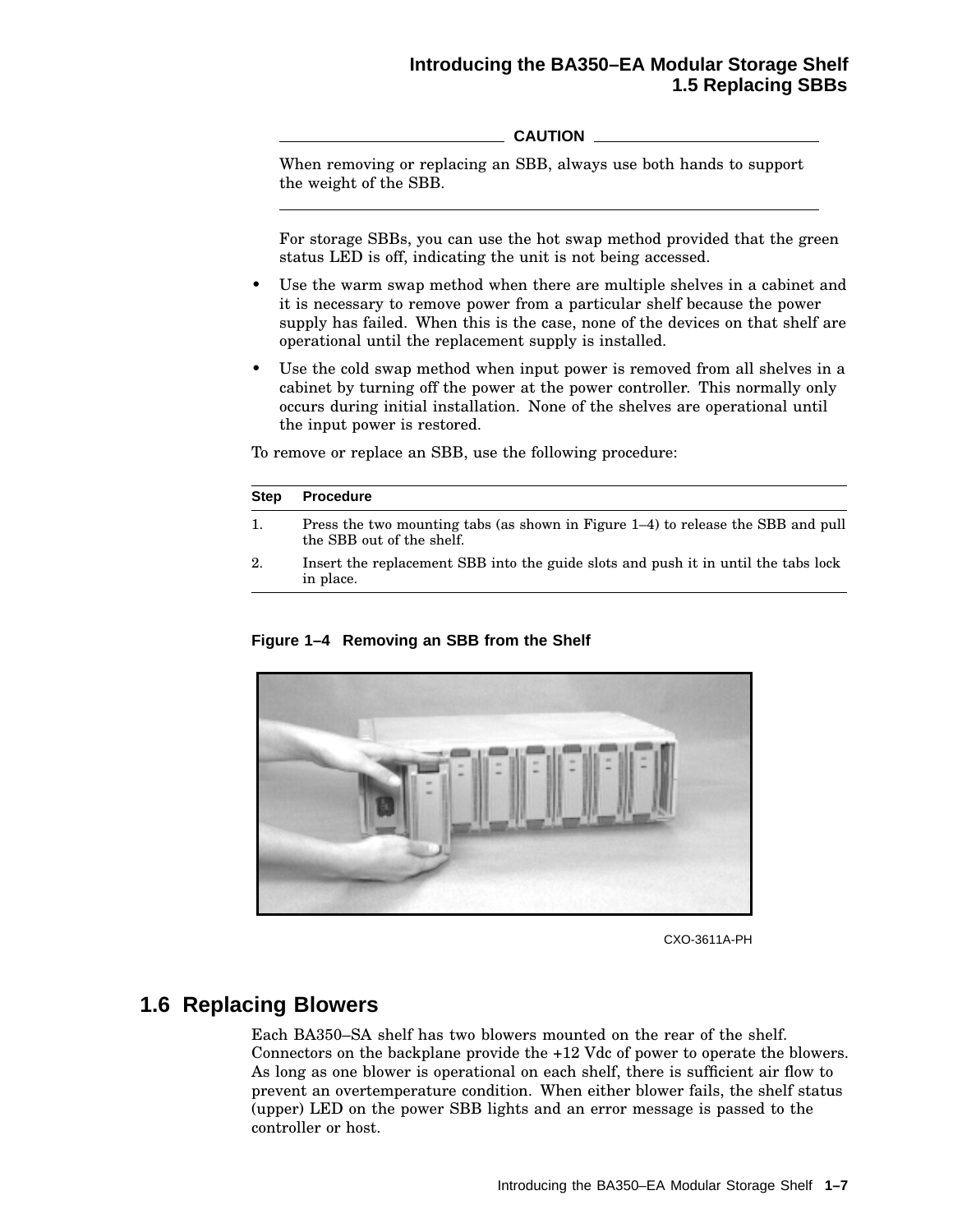**CAUTION**

When removing or replacing an SBB, always use both hands to support the weight of the SBB.

---

For storage SBBs, you can use the hot swap method provided that the green status LED is off, indicating the unit is not being accessed.

- Use the warm swap method when there are multiple shelves in a cabinet and it is necessary to remove power from a particular shelf because the power supply has failed. When this is the case, none of the devices on that shelf are operational until the replacement supply is installed.
- Use the cold swap method when input power is removed from all shelves in a cabinet by turning off the power at the power controller. This normally only occurs during initial installation. None of the shelves are operational until the input power is restored.

To remove or replace an SBB, use the following procedure:

| Step | Procedure |
|---|---|
| 1. | Press the two mounting tabs (as shown in Figure 1–4) to release the SBB and pull the SBB out of the shelf. |
| 2. | Insert the replacement SBB into the guide slots and push it in until the tabs lock in place. |

**Figure 1–4 Removing an SBB from the Shelf**

CXO-3611A-PH

## 1.6 Replacing Blowers

Each BA350–SA shelf has two blowers mounted on the rear of the shelf. Connectors on the backplane provide the +12 Vdc of power to operate the blowers. As long as one blower is operational on each shelf, there is sufficient air flow to prevent an overtemperature condition. When either blower fails, the shelf status (upper) LED on the power SBB lights and an error message is passed to the controller or host.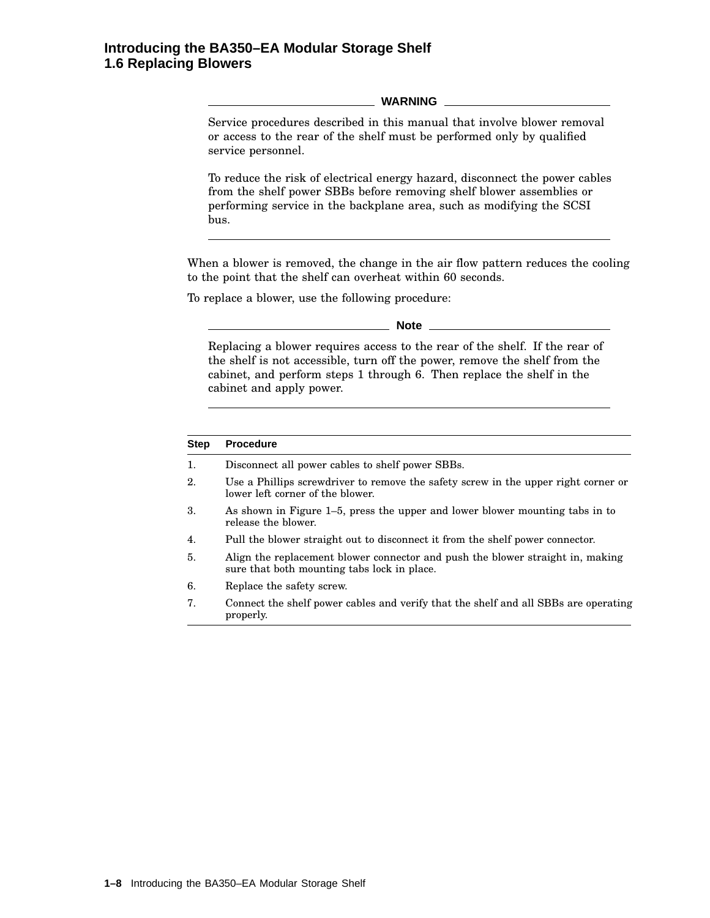**WARNING**

Service procedures described in this manual that involve blower removal or access to the rear of the shelf must be performed only by qualified service personnel.

To reduce the risk of electrical energy hazard, disconnect the power cables from the shelf power SBBs before removing shelf blower assemblies or performing service in the backplane area, such as modifying the SCSI bus.

---

When a blower is removed, the change in the air flow pattern reduces the cooling to the point that the shelf can overheat within 60 seconds.

To replace a blower, use the following procedure:

**Note**

Replacing a blower requires access to the rear of the shelf. If the rear of the shelf is not accessible, turn off the power, remove the shelf from the cabinet, and perform steps 1 through 6. Then replace the shelf in the cabinet and apply power.

---

| Step | Procedure |
| --- | --- |
| 1. | Disconnect all power cables to shelf power SBBs. |
| 2. | Use a Phillips screwdriver to remove the safety screw in the upper right corner or lower left corner of the blower. |
| 3. | As shown in Figure 1–5, press the upper and lower blower mounting tabs in to release the blower. |
| 4. | Pull the blower straight out to disconnect it from the shelf power connector. |
| 5. | Align the replacement blower connector and push the blower straight in, making sure that both mounting tabs lock in place. |
| 6. | Replace the safety screw. |
| 7. | Connect the shelf power cables and verify that the shelf and all SBBs are operating properly. |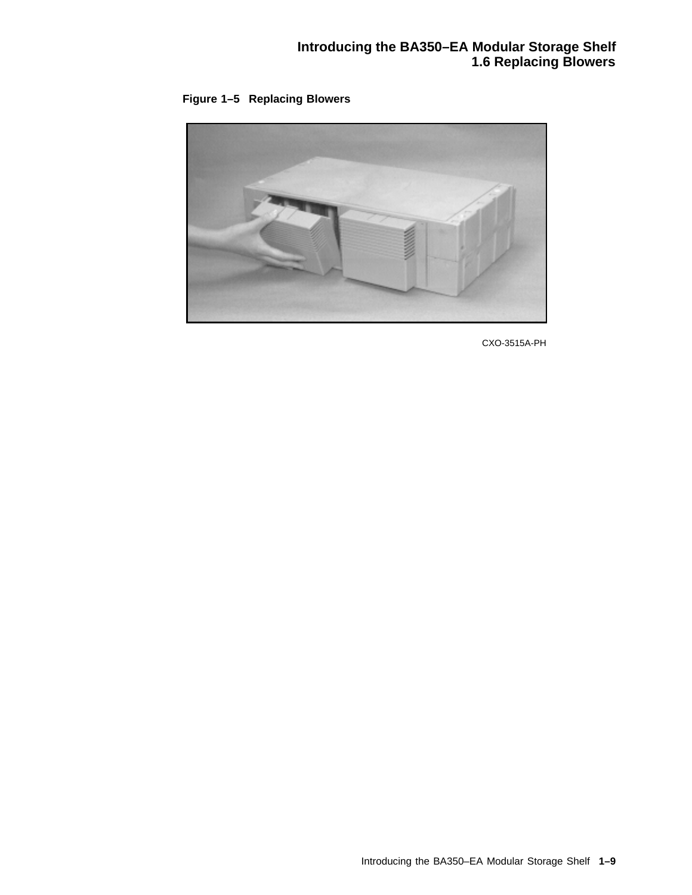**Figure 1–5 Replacing Blowers**

CXO-3515A-PH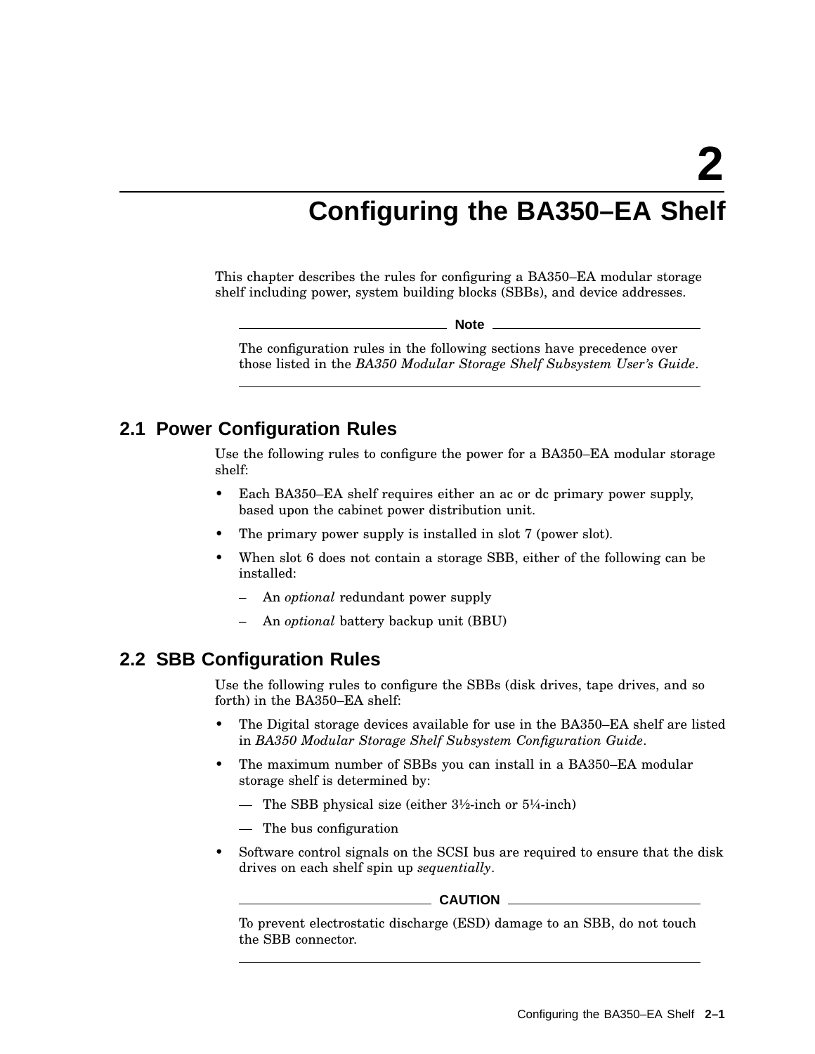# 2 Configuring the BA350–EA Shelf

This chapter describes the rules for configuring a BA350–EA modular storage shelf including power, system building blocks (SBBs), and device addresses.

---

**Note**

The configuration rules in the following sections have precedence over those listed in the *BA350 Modular Storage Shelf Subsystem User's Guide*.

---

## 2.1 Power Configuration Rules

Use the following rules to configure the power for a BA350–EA modular storage shelf:

- Each BA350–EA shelf requires either an ac or dc primary power supply, based upon the cabinet power distribution unit.
- The primary power supply is installed in slot 7 (power slot).
- When slot 6 does not contain a storage SBB, either of the following can be installed:
  - An *optional* redundant power supply
  - An *optional* battery backup unit (BBU)

## 2.2 SBB Configuration Rules

Use the following rules to configure the SBBs (disk drives, tape drives, and so forth) in the BA350–EA shelf:

- The Digital storage devices available for use in the BA350–EA shelf are listed in *BA350 Modular Storage Shelf Subsystem Configuration Guide*.
- The maximum number of SBBs you can install in a BA350–EA modular storage shelf is determined by:
  - The SBB physical size (either 3½-inch or 5¼-inch)
  - The bus configuration
- Software control signals on the SCSI bus are required to ensure that the disk drives on each shelf spin up *sequentially*.

---

**CAUTION**

To prevent electrostatic discharge (ESD) damage to an SBB, do not touch the SBB connector.

---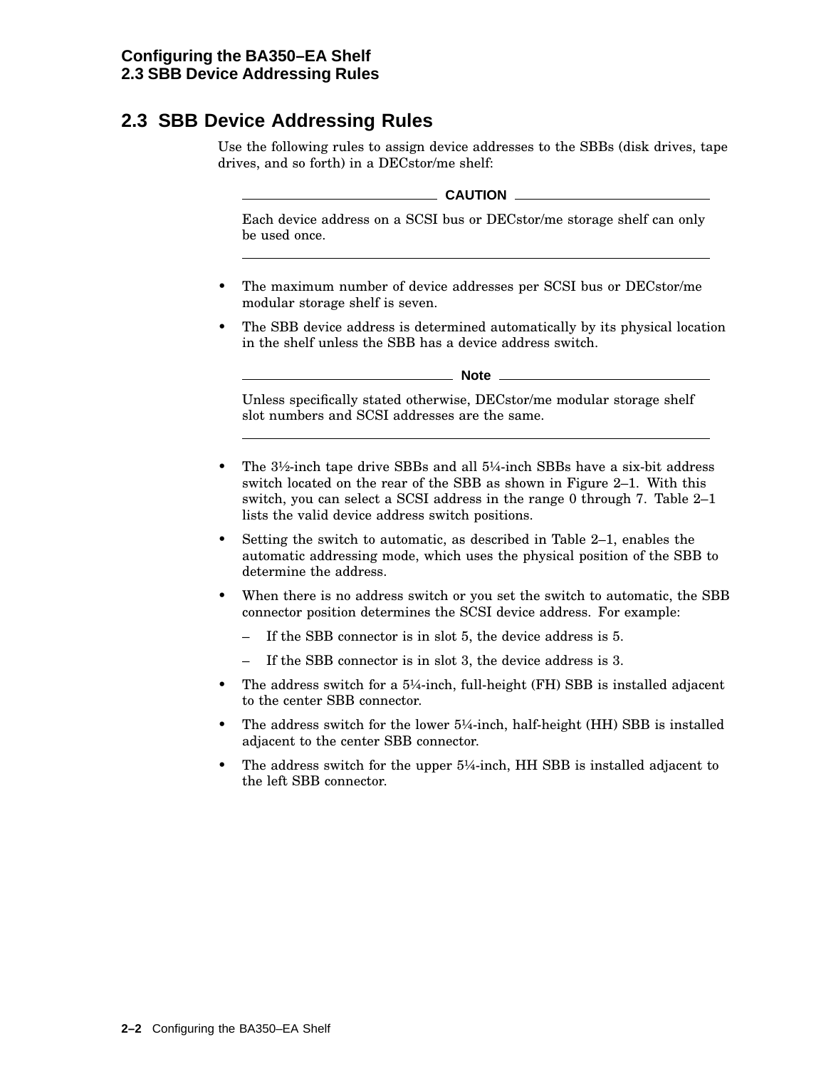## 2.3 SBB Device Addressing Rules

Use the following rules to assign device addresses to the SBBs (disk drives, tape drives, and so forth) in a DECstor/me shelf:

**CAUTION**

Each device address on a SCSI bus or DECstor/me storage shelf can only be used once.

- The maximum number of device addresses per SCSI bus or DECstor/me modular storage shelf is seven.
- The SBB device address is determined automatically by its physical location in the shelf unless the SBB has a device address switch.

**Note**

Unless specifically stated otherwise, DECstor/me modular storage shelf slot numbers and SCSI addresses are the same.

- The 3½-inch tape drive SBBs and all 5¼-inch SBBs have a six-bit address switch located on the rear of the SBB as shown in Figure 2–1. With this switch, you can select a SCSI address in the range 0 through 7. Table 2–1 lists the valid device address switch positions.
- Setting the switch to automatic, as described in Table 2–1, enables the automatic addressing mode, which uses the physical position of the SBB to determine the address.
- When there is no address switch or you set the switch to automatic, the SBB connector position determines the SCSI device address. For example:
  - If the SBB connector is in slot 5, the device address is 5.
  - If the SBB connector is in slot 3, the device address is 3.
- The address switch for a 5¼-inch, full-height (FH) SBB is installed adjacent to the center SBB connector.
- The address switch for the lower 5¼-inch, half-height (HH) SBB is installed adjacent to the center SBB connector.
- The address switch for the upper 5¼-inch, HH SBB is installed adjacent to the left SBB connector.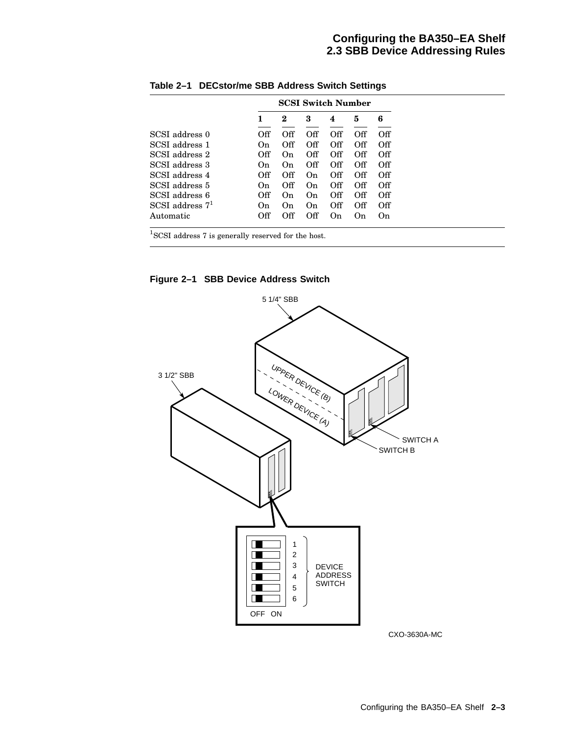**Table 2–1 DECstor/me SBB Address Switch Settings**

| | SCSI Switch Number | | | | | |
|---|---|---|---|---|---|---|
| | 1 | 2 | 3 | 4 | 5 | 6 |
| SCSI address 0 | Off | Off | Off | Off | Off | Off |
| SCSI address 1 | On | Off | Off | Off | Off | Off |
| SCSI address 2 | Off | On | Off | Off | Off | Off |
| SCSI address 3 | On | On | Off | Off | Off | Off |
| SCSI address 4 | Off | Off | On | Off | Off | Off |
| SCSI address 5 | On | Off | On | Off | Off | Off |
| SCSI address 6 | Off | On | On | Off | Off | Off |
| SCSI address 7[1] | On | On | On | Off | Off | Off |
| Automatic | Off | Off | Off | On | On | On |

[1]SCSI address 7 is generally reserved for the host.

**Figure 2–1 SBB Device Address Switch**

5 1/4" SBB

3 1/2" SBB

UPPER DEVICE (B)

LOWER DEVICE (A)

SWITCH A

SWITCH B

1
2
3
4
5
6

DEVICE ADDRESS SWITCH

OFF ON

CXO-3630A-MC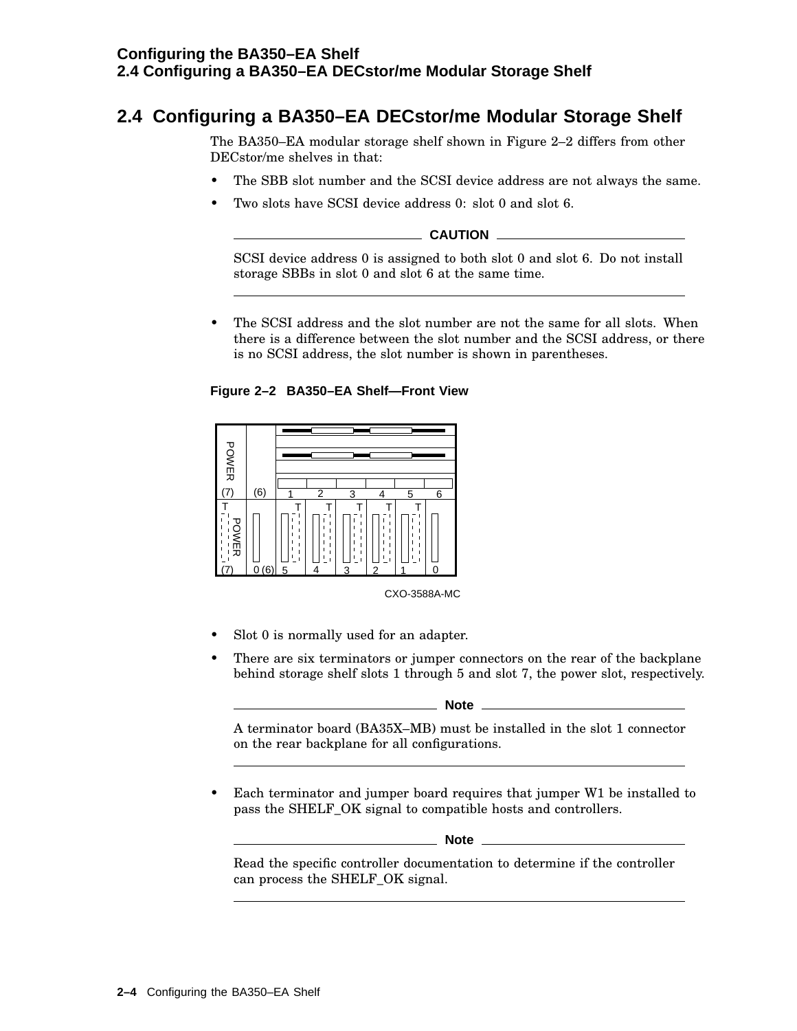## 2.4 Configuring a BA350–EA DECstor/me Modular Storage Shelf

The BA350–EA modular storage shelf shown in Figure 2–2 differs from other DECstor/me shelves in that:

- The SBB slot number and the SCSI device address are not always the same.
- Two slots have SCSI device address 0: slot 0 and slot 6.

**CAUTION**

SCSI device address 0 is assigned to both slot 0 and slot 6. Do not install storage SBBs in slot 0 and slot 6 at the same time.

---

- The SCSI address and the slot number are not the same for all slots. When there is a difference between the slot number and the SCSI address, or there is no SCSI address, the slot number is shown in parentheses.

**Figure 2–2 BA350–EA Shelf—Front View**

CXO-3588A-MC

- Slot 0 is normally used for an adapter.
- There are six terminators or jumper connectors on the rear of the backplane behind storage shelf slots 1 through 5 and slot 7, the power slot, respectively.

**Note**

A terminator board (BA35X–MB) must be installed in the slot 1 connector on the rear backplane for all configurations.

---

- Each terminator and jumper board requires that jumper W1 be installed to pass the SHELF_OK signal to compatible hosts and controllers.

**Note**

Read the specific controller documentation to determine if the controller can process the SHELF_OK signal.

---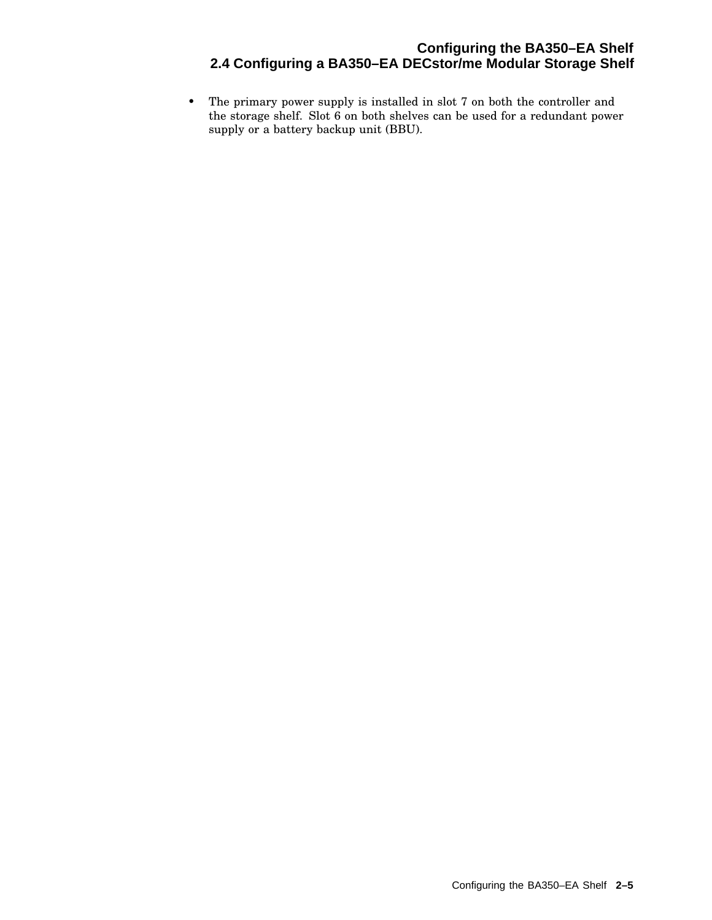- The primary power supply is installed in slot 7 on both the controller and the storage shelf. Slot 6 on both shelves can be used for a redundant power supply or a battery backup unit (BBU).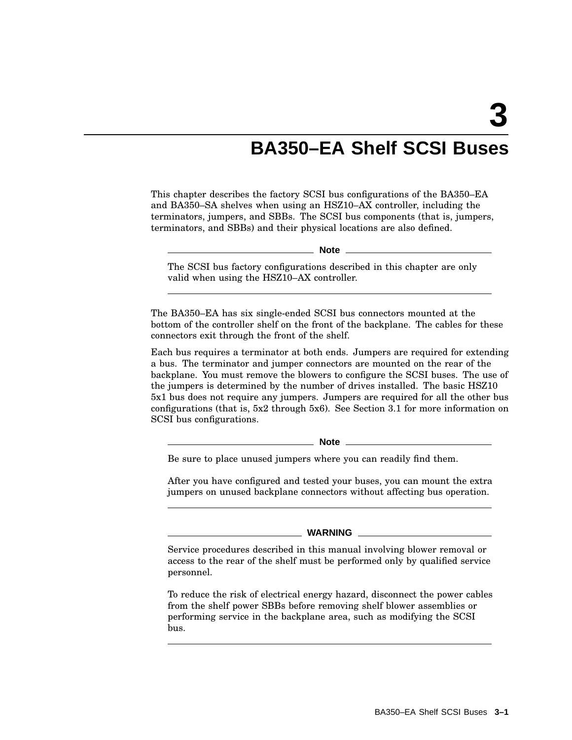# 3 BA350–EA Shelf SCSI Buses

This chapter describes the factory SCSI bus configurations of the BA350–EA and BA350–SA shelves when using an HSZ10–AX controller, including the terminators, jumpers, and SBBs. The SCSI bus components (that is, jumpers, terminators, and SBBs) and their physical locations are also defined.

---

**Note**

The SCSI bus factory configurations described in this chapter are only valid when using the HSZ10–AX controller.

---

The BA350–EA has six single-ended SCSI bus connectors mounted at the bottom of the controller shelf on the front of the backplane. The cables for these connectors exit through the front of the shelf.

Each bus requires a terminator at both ends. Jumpers are required for extending a bus. The terminator and jumper connectors are mounted on the rear of the backplane. You must remove the blowers to configure the SCSI buses. The use of the jumpers is determined by the number of drives installed. The basic HSZ10 5x1 bus does not require any jumpers. Jumpers are required for all the other bus configurations (that is, 5x2 through 5x6). See Section 3.1 for more information on SCSI bus configurations.

---

**Note**

Be sure to place unused jumpers where you can readily find them.

After you have configured and tested your buses, you can mount the extra jumpers on unused backplane connectors without affecting bus operation.

---

**WARNING**

Service procedures described in this manual involving blower removal or access to the rear of the shelf must be performed only by qualified service personnel.

To reduce the risk of electrical energy hazard, disconnect the power cables from the shelf power SBBs before removing shelf blower assemblies or performing service in the backplane area, such as modifying the SCSI bus.

---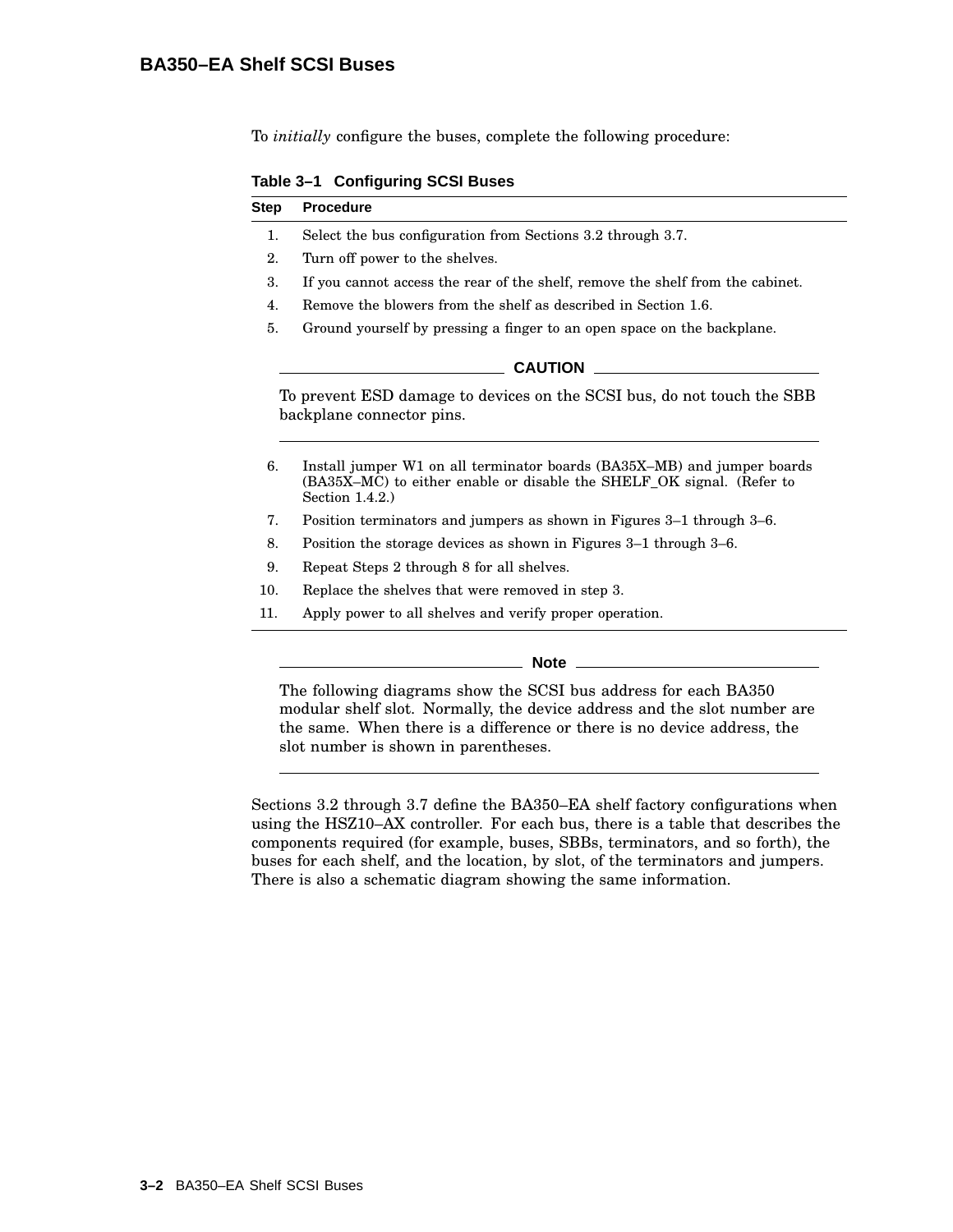To *initially* configure the buses, complete the following procedure:

**Table 3–1 Configuring SCSI Buses**

| Step | Procedure |
|---|---|
| 1. | Select the bus configuration from Sections 3.2 through 3.7. |
| 2. | Turn off power to the shelves. |
| 3. | If you cannot access the rear of the shelf, remove the shelf from the cabinet. |
| 4. | Remove the blowers from the shelf as described in Section 1.6. |
| 5. | Ground yourself by pressing a finger to an open space on the backplane. |
| | **CAUTION** To prevent ESD damage to devices on the SCSI bus, do not touch the SBB backplane connector pins. |
| 6. | Install jumper W1 on all terminator boards (BA35X–MB) and jumper boards (BA35X–MC) to either enable or disable the SHELF_OK signal. (Refer to Section 1.4.2.) |
| 7. | Position terminators and jumpers as shown in Figures 3–1 through 3–6. |
| 8. | Position the storage devices as shown in Figures 3–1 through 3–6. |
| 9. | Repeat Steps 2 through 8 for all shelves. |
| 10. | Replace the shelves that were removed in step 3. |
| 11. | Apply power to all shelves and verify proper operation. |

**Note**

The following diagrams show the SCSI bus address for each BA350 modular shelf slot. Normally, the device address and the slot number are the same. When there is a difference or there is no device address, the slot number is shown in parentheses.

Sections 3.2 through 3.7 define the BA350–EA shelf factory configurations when using the HSZ10–AX controller. For each bus, there is a table that describes the components required (for example, buses, SBBs, terminators, and so forth), the buses for each shelf, and the location, by slot, of the terminators and jumpers. There is also a schematic diagram showing the same information.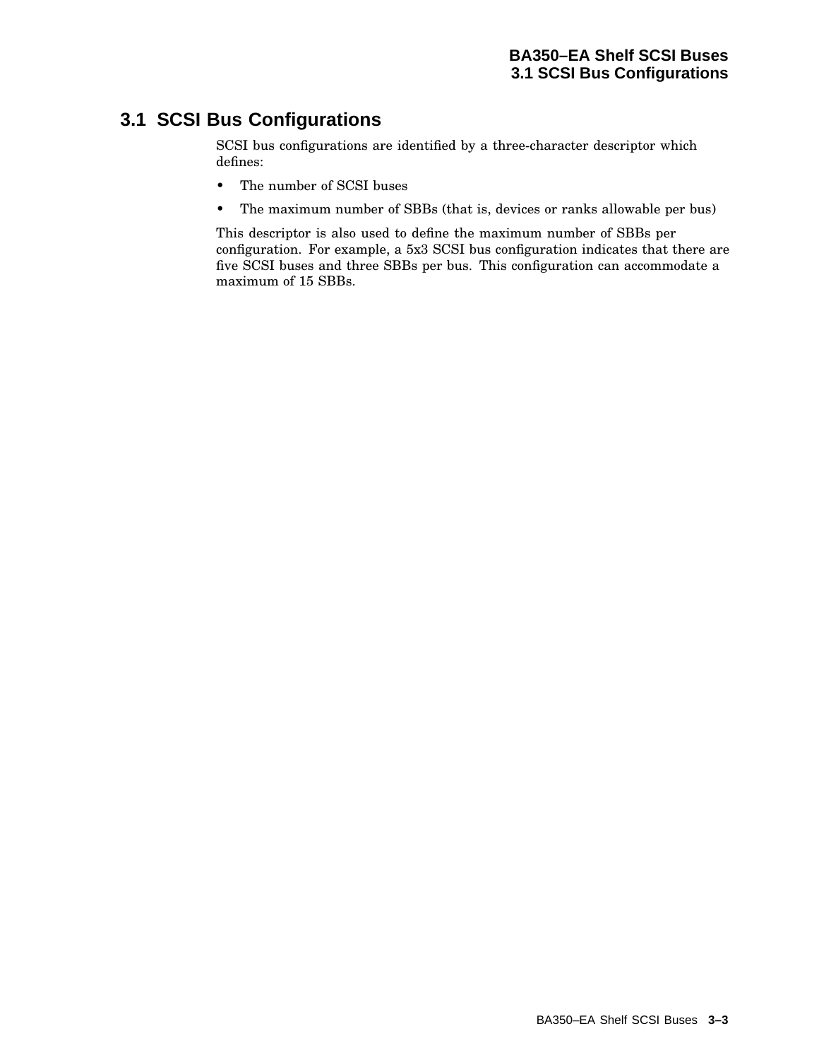## 3.1 SCSI Bus Configurations

SCSI bus configurations are identified by a three-character descriptor which defines:

- The number of SCSI buses
- The maximum number of SBBs (that is, devices or ranks allowable per bus)

This descriptor is also used to define the maximum number of SBBs per configuration. For example, a 5x3 SCSI bus configuration indicates that there are five SCSI buses and three SBBs per bus. This configuration can accommodate a maximum of 15 SBBs.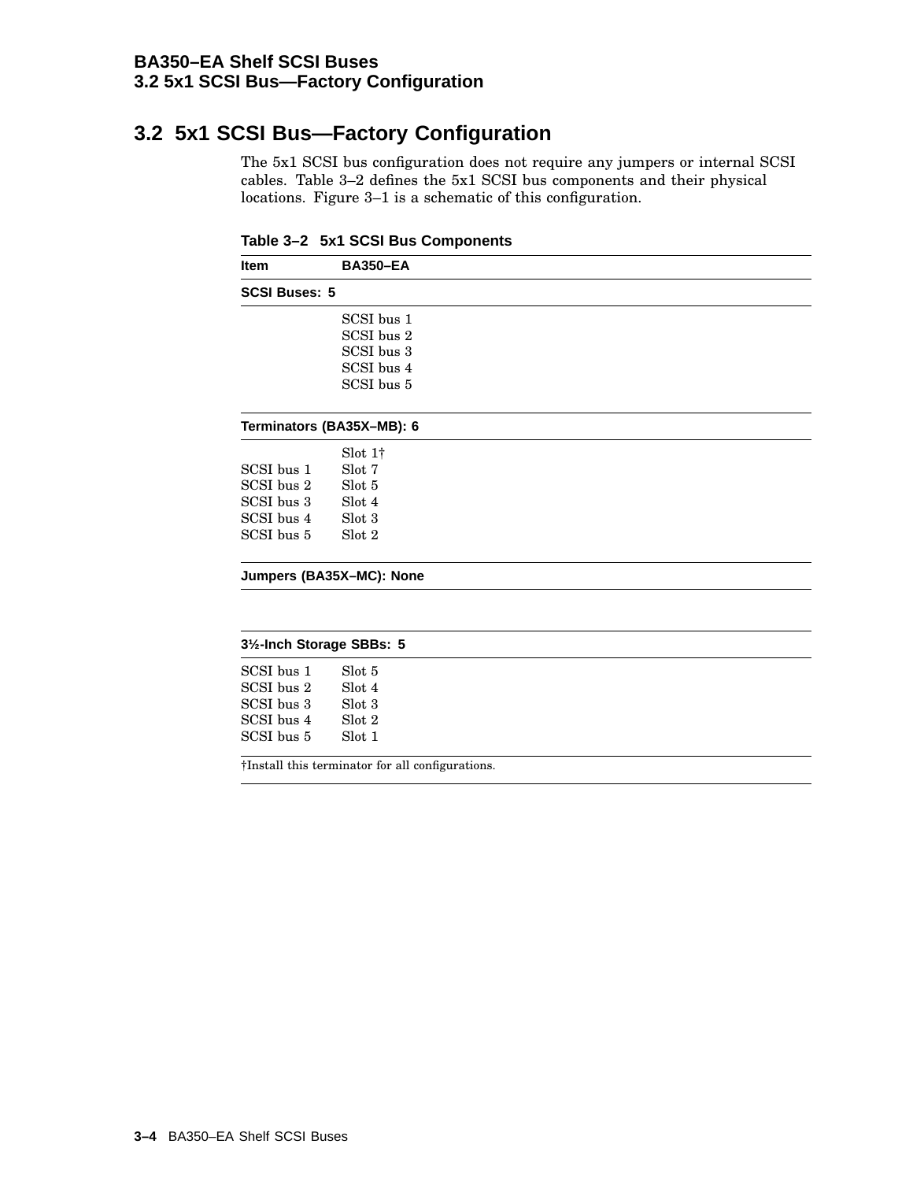## 3.2 5x1 SCSI Bus—Factory Configuration

The 5x1 SCSI bus configuration does not require any jumpers or internal SCSI cables. Table 3–2 defines the 5x1 SCSI bus components and their physical locations. Figure 3–1 is a schematic of this configuration.

**Table 3–2 5x1 SCSI Bus Components**

| Item | BA350–EA |
|---|---|
| **SCSI Buses: 5** | |
| | SCSI bus 1 |
| | SCSI bus 2 |
| | SCSI bus 3 |
| | SCSI bus 4 |
| | SCSI bus 5 |
| **Terminators (BA35X–MB): 6** | |
| | Slot 1† |
| SCSI bus 1 | Slot 7 |
| SCSI bus 2 | Slot 5 |
| SCSI bus 3 | Slot 4 |
| SCSI bus 4 | Slot 3 |
| SCSI bus 5 | Slot 2 |
| **Jumpers (BA35X–MC): None** | |
| **3½-Inch Storage SBBs: 5** | |
| SCSI bus 1 | Slot 5 |
| SCSI bus 2 | Slot 4 |
| SCSI bus 3 | Slot 3 |
| SCSI bus 4 | Slot 2 |
| SCSI bus 5 | Slot 1 |

†Install this terminator for all configurations.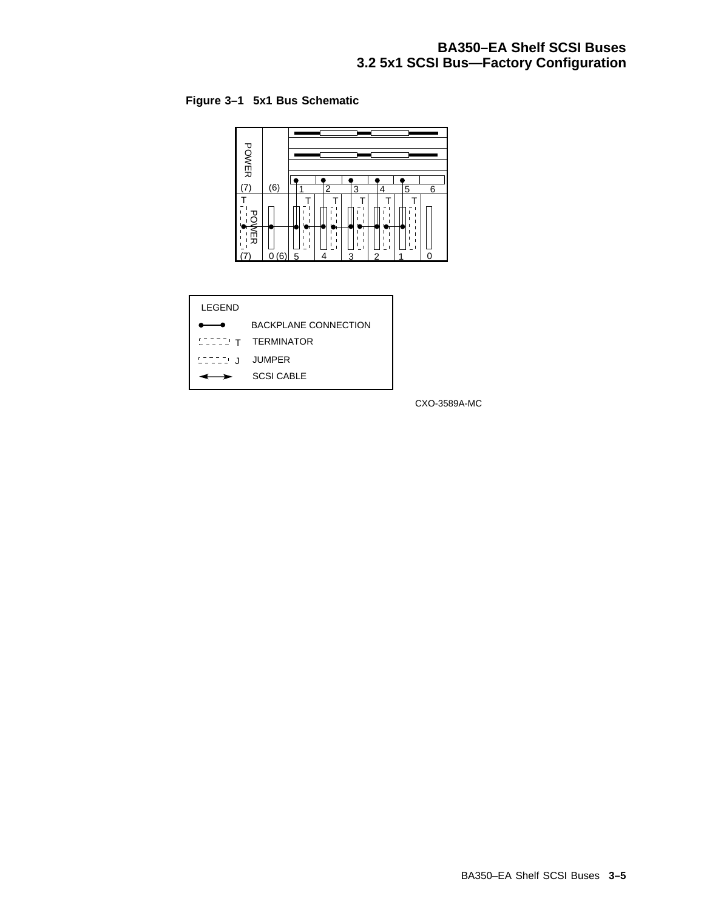**Figure 3–1 5x1 Bus Schematic**

LEGEND

- BACKPLANE CONNECTION
- T TERMINATOR
- J JUMPER
- SCSI CABLE

CXO-3589A-MC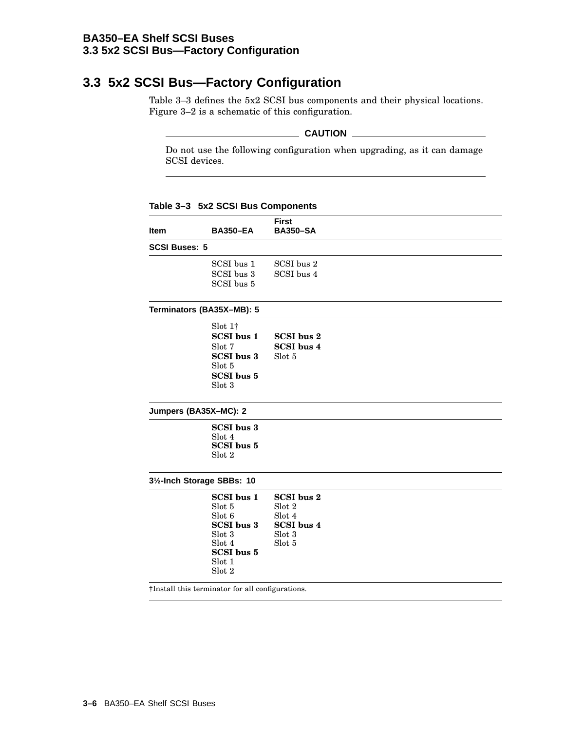## 3.3 5x2 SCSI Bus—Factory Configuration

Table 3–3 defines the 5x2 SCSI bus components and their physical locations. Figure 3–2 is a schematic of this configuration.

**CAUTION**

Do not use the following configuration when upgrading, as it can damage SCSI devices.

**Table 3–3 5x2 SCSI Bus Components**

| Item | BA350–EA | First BA350–SA |
|---|---|---|
| **SCSI Buses: 5** | | |
| | SCSI bus 1<br>SCSI bus 3<br>SCSI bus 5 | SCSI bus 2<br>SCSI bus 4 |
| **Terminators (BA35X–MB): 5** | | |
| | Slot 1†<br>**SCSI bus 1**<br>Slot 7<br>**SCSI bus 3**<br>Slot 5<br>**SCSI bus 5**<br>Slot 3 | <br>**SCSI bus 2**<br>**SCSI bus 4**<br>Slot 5 |
| **Jumpers (BA35X–MC): 2** | | |
| | **SCSI bus 3**<br>Slot 4<br>**SCSI bus 5**<br>Slot 2 | |
| **3½-Inch Storage SBBs: 10** | | |
| | **SCSI bus 1**<br>Slot 5<br>Slot 6<br>**SCSI bus 3**<br>Slot 3<br>Slot 4<br>**SCSI bus 5**<br>Slot 1<br>Slot 2 | **SCSI bus 2**<br>Slot 2<br>Slot 4<br>**SCSI bus 4**<br>Slot 3<br>Slot 5 |

†Install this terminator for all configurations.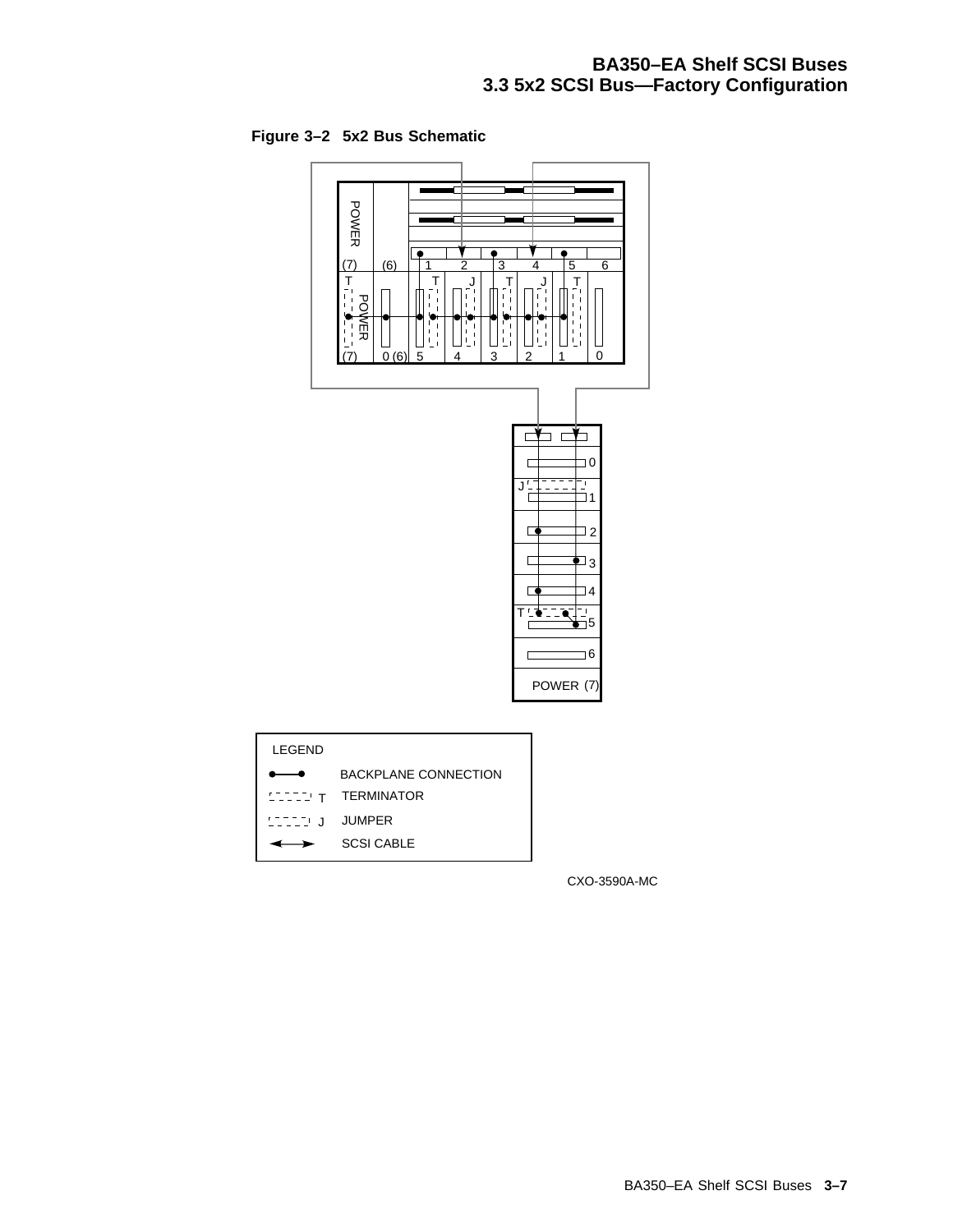**Figure 3–2 5x2 Bus Schematic**

LEGEND

BACKPLANE CONNECTION

TERMINATOR

JUMPER

SCSI CABLE

CXO-3590A-MC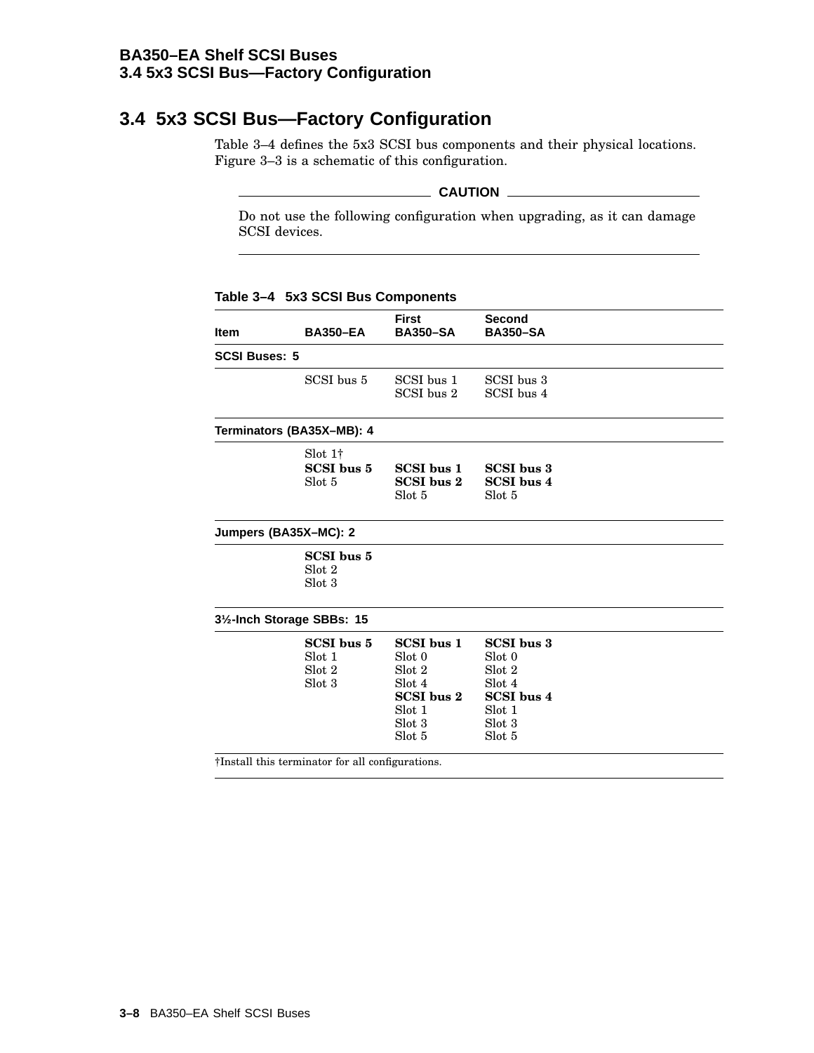## 3.4 5x3 SCSI Bus—Factory Configuration

Table 3–4 defines the 5x3 SCSI bus components and their physical locations. Figure 3–3 is a schematic of this configuration.

**CAUTION**

Do not use the following configuration when upgrading, as it can damage SCSI devices.

**Table 3–4 5x3 SCSI Bus Components**

| Item | BA350–EA | First BA350–SA | Second BA350–SA |
|---|---|---|---|
| **SCSI Buses: 5** | | | |
| | SCSI bus 5 | SCSI bus 1<br>SCSI bus 2 | SCSI bus 3<br>SCSI bus 4 |
| **Terminators (BA35X–MB): 4** | | | |
| | Slot 1†<br>**SCSI bus 5**<br>Slot 5 | **SCSI bus 1**<br>**SCSI bus 2**<br>Slot 5 | **SCSI bus 3**<br>**SCSI bus 4**<br>Slot 5 |
| **Jumpers (BA35X–MC): 2** | | | |
| | **SCSI bus 5**<br>Slot 2<br>Slot 3 | | |
| **3½-Inch Storage SBBs: 15** | | | |
| | **SCSI bus 5**<br>Slot 1<br>Slot 2<br>Slot 3 | **SCSI bus 1**<br>Slot 0<br>Slot 2<br>Slot 4<br>**SCSI bus 2**<br>Slot 1<br>Slot 3<br>Slot 5 | **SCSI bus 3**<br>Slot 0<br>Slot 2<br>Slot 4<br>**SCSI bus 4**<br>Slot 1<br>Slot 3<br>Slot 5 |

†Install this terminator for all configurations.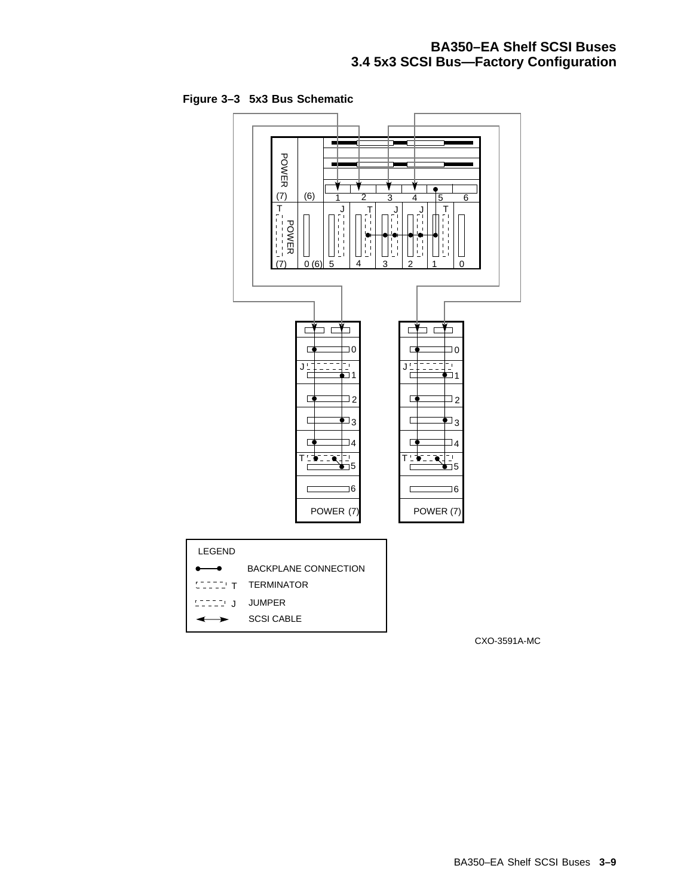**Figure 3–3 5x3 Bus Schematic**

CXO-3591A-MC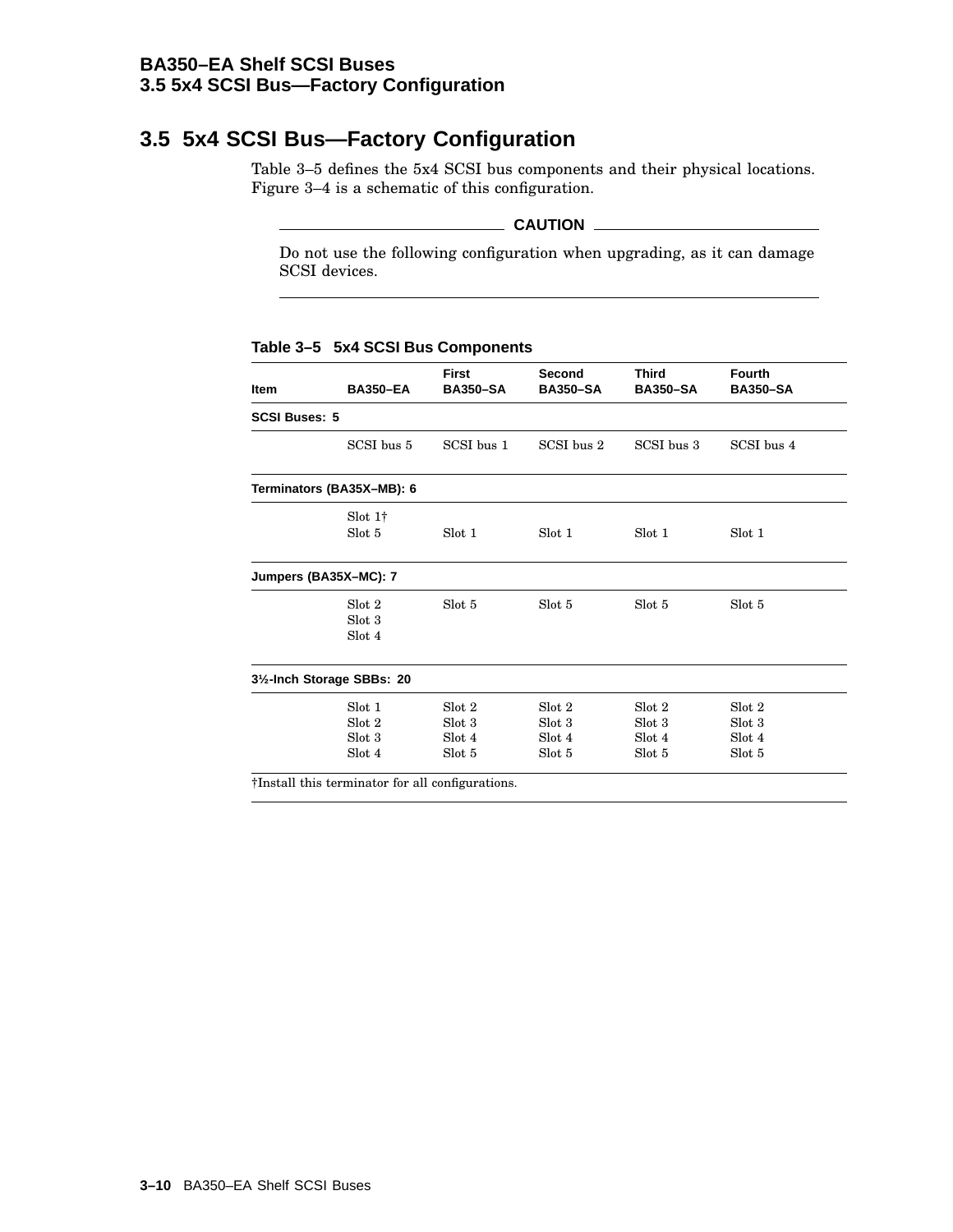## 3.5 5x4 SCSI Bus—Factory Configuration

Table 3–5 defines the 5x4 SCSI bus components and their physical locations. Figure 3–4 is a schematic of this configuration.

**CAUTION**

Do not use the following configuration when upgrading, as it can damage SCSI devices.

**Table 3–5 5x4 SCSI Bus Components**

| Item | BA350–EA | First BA350–SA | Second BA350–SA | Third BA350–SA | Fourth BA350–SA |
|---|---|---|---|---|---|
| **SCSI Buses: 5** | | | | | |
| | SCSI bus 5 | SCSI bus 1 | SCSI bus 2 | SCSI bus 3 | SCSI bus 4 |
| **Terminators (BA35X–MB): 6** | | | | | |
| | Slot 1†<br>Slot 5 | Slot 1 | Slot 1 | Slot 1 | Slot 1 |
| **Jumpers (BA35X–MC): 7** | | | | | |
| | Slot 2<br>Slot 3<br>Slot 4 | Slot 5 | Slot 5 | Slot 5 | Slot 5 |
| **3½-Inch Storage SBBs: 20** | | | | | |
| | Slot 1<br>Slot 2<br>Slot 3<br>Slot 4 | Slot 2<br>Slot 3<br>Slot 4<br>Slot 5 | Slot 2<br>Slot 3<br>Slot 4<br>Slot 5 | Slot 2<br>Slot 3<br>Slot 4<br>Slot 5 | Slot 2<br>Slot 3<br>Slot 4<br>Slot 5 |

†Install this terminator for all configurations.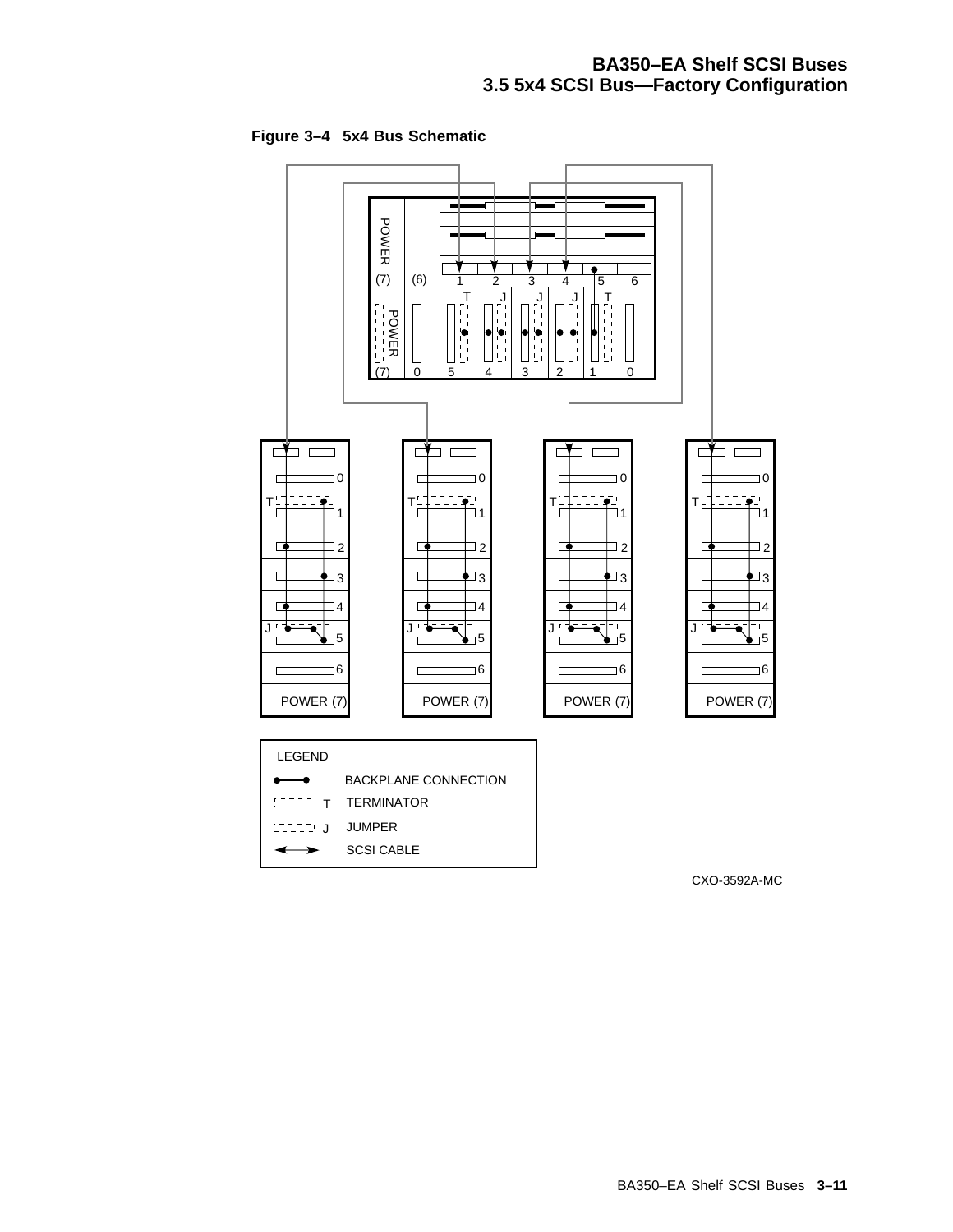**Figure 3–4 5x4 Bus Schematic**

LEGEND

BACKPLANE CONNECTION

TERMINATOR

JUMPER

SCSI CABLE

CXO-3592A-MC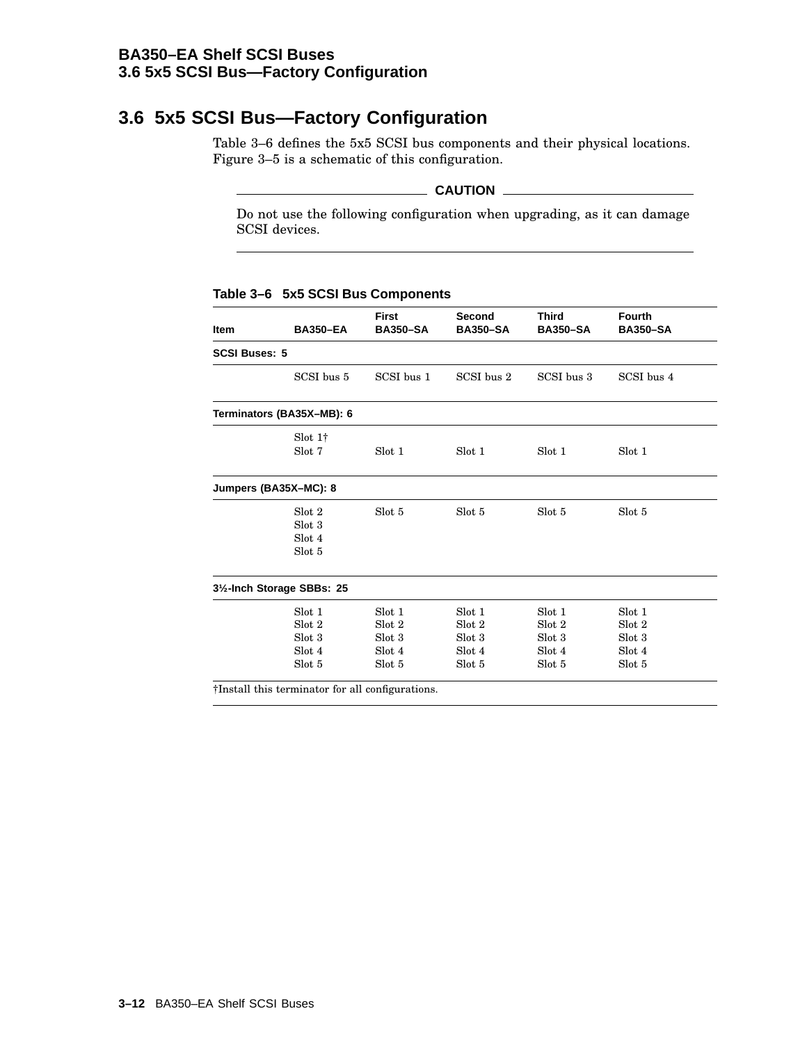## 3.6 5x5 SCSI Bus—Factory Configuration

Table 3–6 defines the 5x5 SCSI bus components and their physical locations. Figure 3–5 is a schematic of this configuration.

**CAUTION**

Do not use the following configuration when upgrading, as it can damage SCSI devices.

**Table 3–6 5x5 SCSI Bus Components**

| Item | BA350–EA | First BA350–SA | Second BA350–SA | Third BA350–SA | Fourth BA350–SA |
|---|---|---|---|---|---|
| **SCSI Buses: 5** | | | | | |
| | SCSI bus 5 | SCSI bus 1 | SCSI bus 2 | SCSI bus 3 | SCSI bus 4 |
| **Terminators (BA35X–MB): 6** | | | | | |
| | Slot 1†<br>Slot 7 | Slot 1 | Slot 1 | Slot 1 | Slot 1 |
| **Jumpers (BA35X–MC): 8** | | | | | |
| | Slot 2<br>Slot 3<br>Slot 4<br>Slot 5 | Slot 5 | Slot 5 | Slot 5 | Slot 5 |
| **3½-Inch Storage SBBs: 25** | | | | | |
| | Slot 1<br>Slot 2<br>Slot 3<br>Slot 4<br>Slot 5 | Slot 1<br>Slot 2<br>Slot 3<br>Slot 4<br>Slot 5 | Slot 1<br>Slot 2<br>Slot 3<br>Slot 4<br>Slot 5 | Slot 1<br>Slot 2<br>Slot 3<br>Slot 4<br>Slot 5 | Slot 1<br>Slot 2<br>Slot 3<br>Slot 4<br>Slot 5 |

†Install this terminator for all configurations.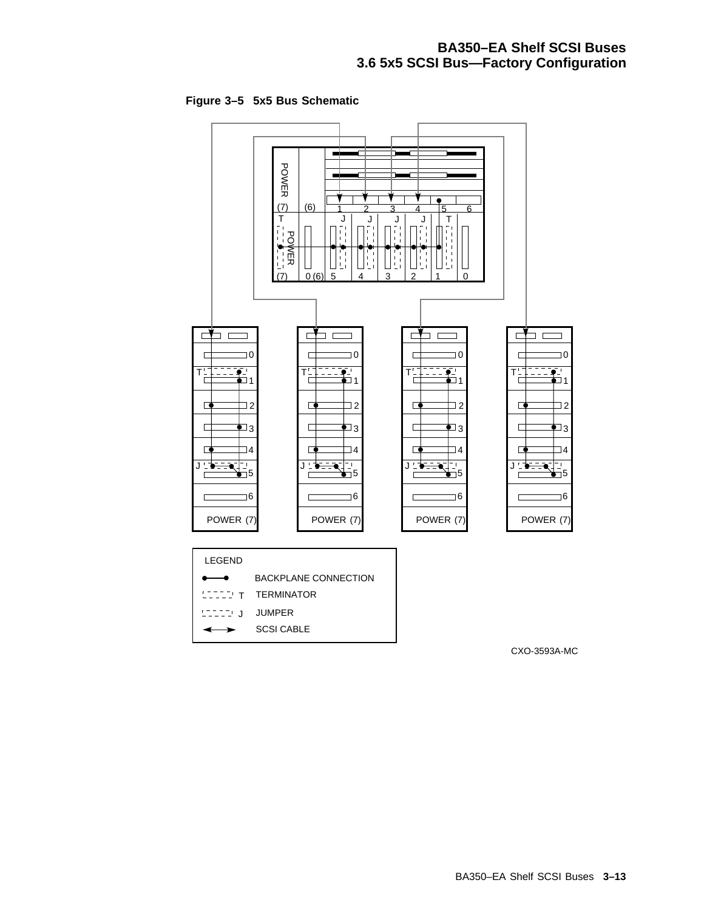**Figure 3–5 5x5 Bus Schematic**

LEGEND

- BACKPLANE CONNECTION
- T TERMINATOR
- J JUMPER
- SCSI CABLE

CXO-3593A-MC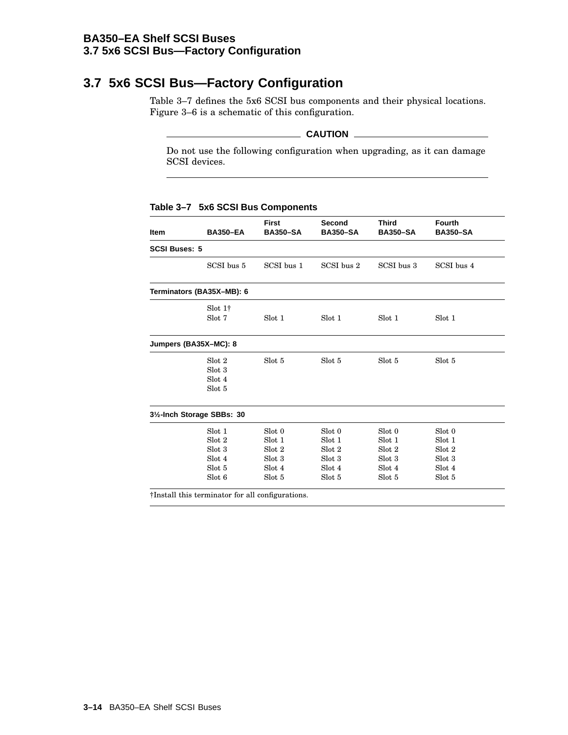## 3.7 5x6 SCSI Bus—Factory Configuration

Table 3–7 defines the 5x6 SCSI bus components and their physical locations. Figure 3–6 is a schematic of this configuration.

**CAUTION**

Do not use the following configuration when upgrading, as it can damage SCSI devices.

**Table 3–7 5x6 SCSI Bus Components**

| Item | BA350–EA | First BA350–SA | Second BA350–SA | Third BA350–SA | Fourth BA350–SA |
|---|---|---|---|---|---|
| **SCSI Buses: 5** | | | | | |
| | SCSI bus 5 | SCSI bus 1 | SCSI bus 2 | SCSI bus 3 | SCSI bus 4 |
| **Terminators (BA35X–MB): 6** | | | | | |
| | Slot 1†<br>Slot 7 | Slot 1 | Slot 1 | Slot 1 | Slot 1 |
| **Jumpers (BA35X–MC): 8** | | | | | |
| | Slot 2<br>Slot 3<br>Slot 4<br>Slot 5 | Slot 5 | Slot 5 | Slot 5 | Slot 5 |
| **3½-Inch Storage SBBs: 30** | | | | | |
| | Slot 1<br>Slot 2<br>Slot 3<br>Slot 4<br>Slot 5<br>Slot 6 | Slot 0<br>Slot 1<br>Slot 2<br>Slot 3<br>Slot 4<br>Slot 5 | Slot 0<br>Slot 1<br>Slot 2<br>Slot 3<br>Slot 4<br>Slot 5 | Slot 0<br>Slot 1<br>Slot 2<br>Slot 3<br>Slot 4<br>Slot 5 | Slot 0<br>Slot 1<br>Slot 2<br>Slot 3<br>Slot 4<br>Slot 5 |

†Install this terminator for all configurations.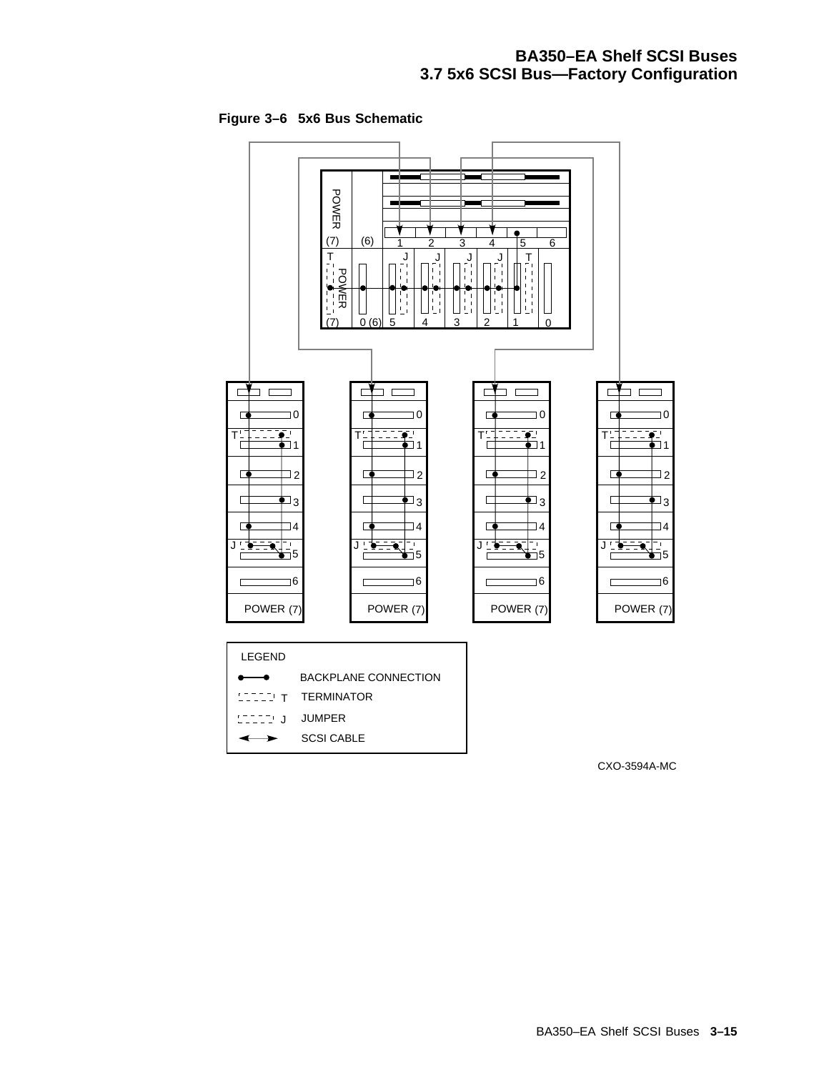**Figure 3–6 5x6 Bus Schematic**

LEGEND

- BACKPLANE CONNECTION
- TERMINATOR (T)
- JUMPER (J)
- SCSI CABLE

CXO-3594A-MC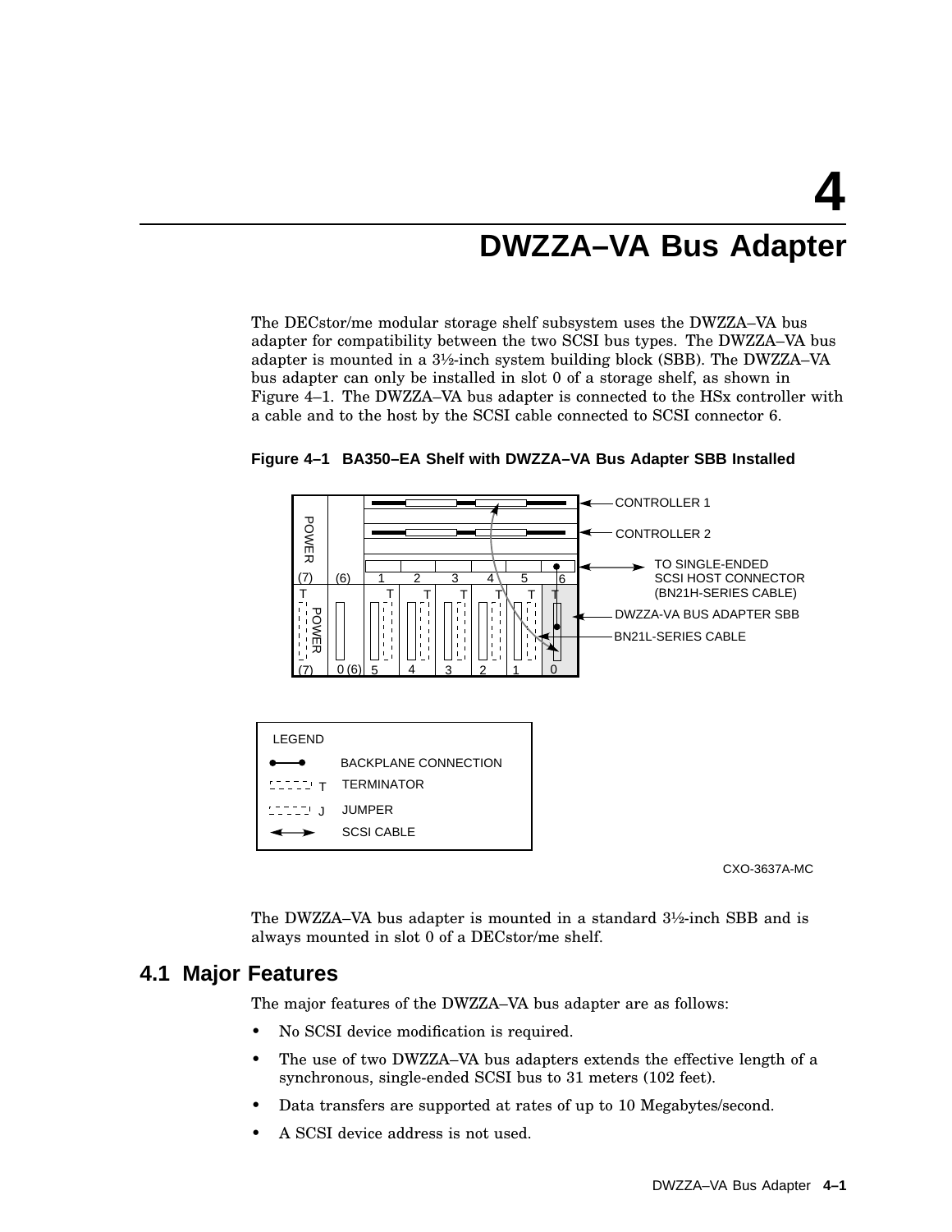# 4 DWZZA–VA Bus Adapter

The DECstor/me modular storage shelf subsystem uses the DWZZA–VA bus adapter for compatibility between the two SCSI bus types. The DWZZA–VA bus adapter is mounted in a 3½-inch system building block (SBB). The DWZZA–VA bus adapter can only be installed in slot 0 of a storage shelf, as shown in Figure 4–1. The DWZZA–VA bus adapter is connected to the HSx controller with a cable and to the host by the SCSI cable connected to SCSI connector 6.

**Figure 4–1 BA350–EA Shelf with DWZZA–VA Bus Adapter SBB Installed**

CXO-3637A-MC

The DWZZA–VA bus adapter is mounted in a standard 3½-inch SBB and is always mounted in slot 0 of a DECstor/me shelf.

## 4.1 Major Features

The major features of the DWZZA–VA bus adapter are as follows:

- No SCSI device modification is required.
- The use of two DWZZA–VA bus adapters extends the effective length of a synchronous, single-ended SCSI bus to 31 meters (102 feet).
- Data transfers are supported at rates of up to 10 Megabytes/second.
- A SCSI device address is not used.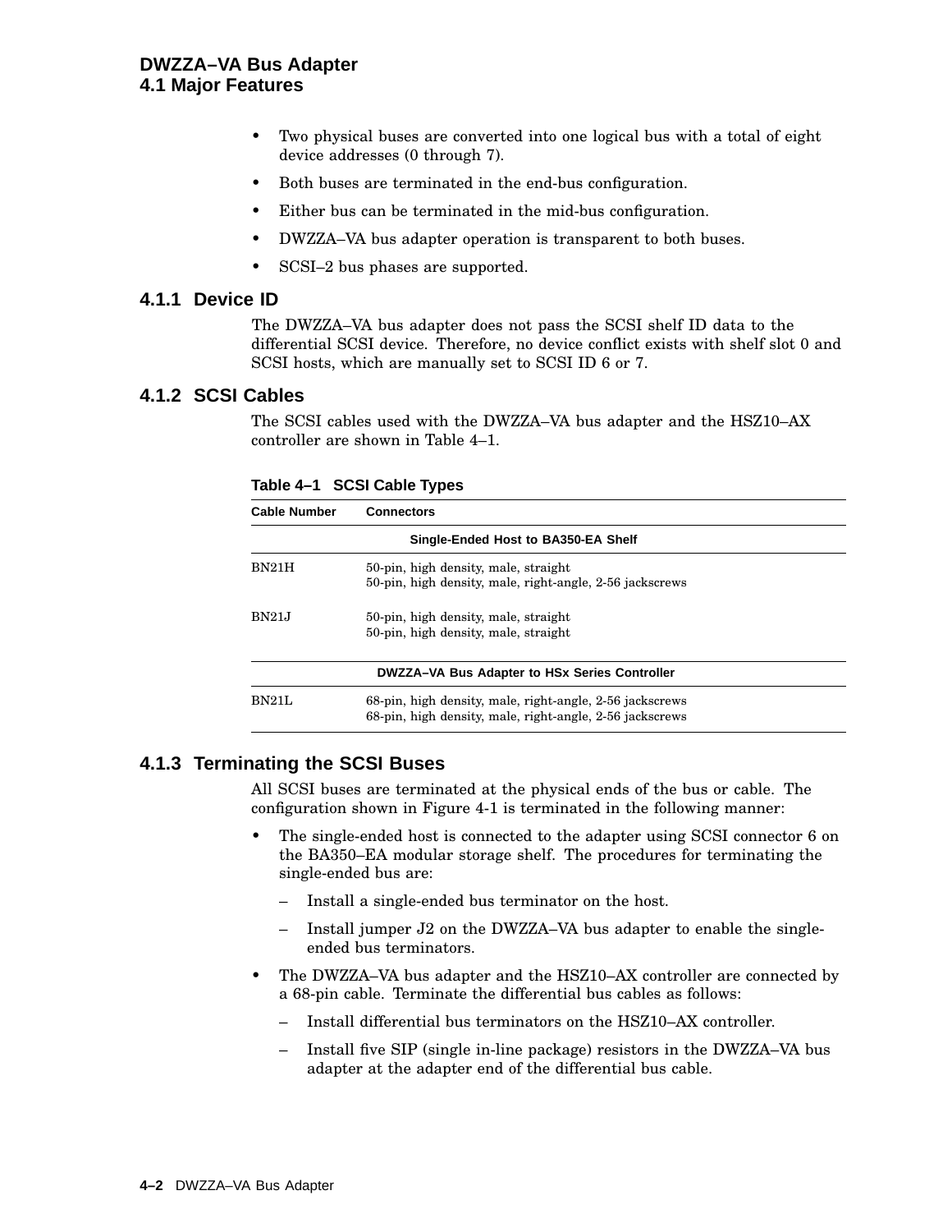- Two physical buses are converted into one logical bus with a total of eight device addresses (0 through 7).
- Both buses are terminated in the end-bus configuration.
- Either bus can be terminated in the mid-bus configuration.
- DWZZA–VA bus adapter operation is transparent to both buses.
- SCSI–2 bus phases are supported.

### 4.1.1 Device ID

The DWZZA–VA bus adapter does not pass the SCSI shelf ID data to the differential SCSI device. Therefore, no device conflict exists with shelf slot 0 and SCSI hosts, which are manually set to SCSI ID 6 or 7.

### 4.1.2 SCSI Cables

The SCSI cables used with the DWZZA–VA bus adapter and the HSZ10–AX controller are shown in Table 4–1.

**Table 4–1 SCSI Cable Types**

| Cable Number | Connectors |
|---|---|
| **Single-Ended Host to BA350-EA Shelf** | |
| BN21H | 50-pin, high density, male, straight<br>50-pin, high density, male, right-angle, 2-56 jackscrews |
| BN21J | 50-pin, high density, male, straight<br>50-pin, high density, male, straight |
| **DWZZA–VA Bus Adapter to HSx Series Controller** | |
| BN21L | 68-pin, high density, male, right-angle, 2-56 jackscrews<br>68-pin, high density, male, right-angle, 2-56 jackscrews |

### 4.1.3 Terminating the SCSI Buses

All SCSI buses are terminated at the physical ends of the bus or cable. The configuration shown in Figure 4-1 is terminated in the following manner:

- The single-ended host is connected to the adapter using SCSI connector 6 on the BA350–EA modular storage shelf. The procedures for terminating the single-ended bus are:
  - Install a single-ended bus terminator on the host.
  - Install jumper J2 on the DWZZA–VA bus adapter to enable the single-ended bus terminators.
- The DWZZA–VA bus adapter and the HSZ10–AX controller are connected by a 68-pin cable. Terminate the differential bus cables as follows:
  - Install differential bus terminators on the HSZ10–AX controller.
  - Install five SIP (single in-line package) resistors in the DWZZA–VA bus adapter at the adapter end of the differential bus cable.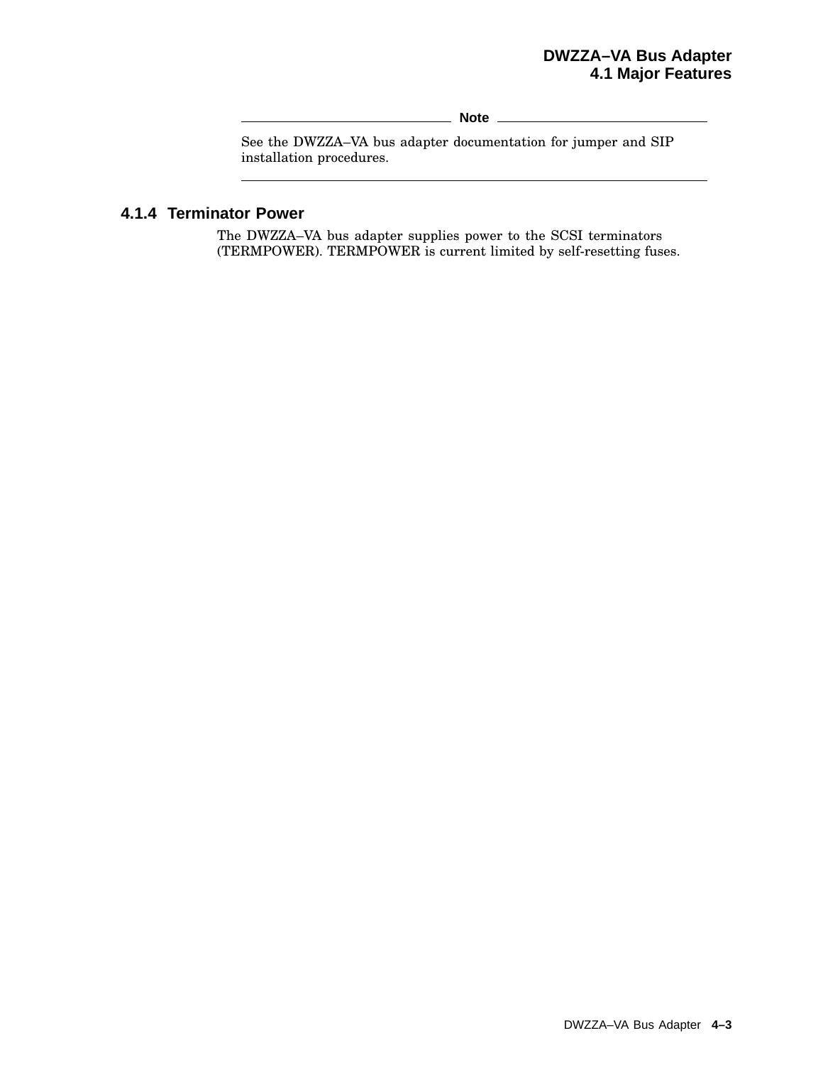**Note**

See the DWZZA–VA bus adapter documentation for jumper and SIP installation procedures.

### 4.1.4 Terminator Power

The DWZZA–VA bus adapter supplies power to the SCSI terminators (TERMPOWER). TERMPOWER is current limited by self-resetting fuses.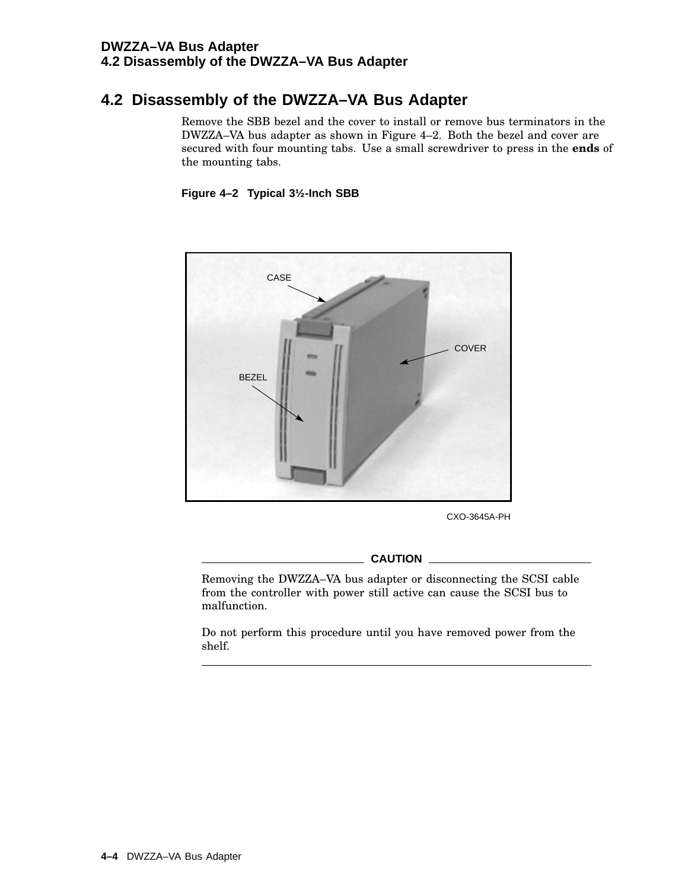## 4.2 Disassembly of the DWZZA–VA Bus Adapter

Remove the SBB bezel and the cover to install or remove bus terminators in the DWZZA–VA bus adapter as shown in Figure 4–2. Both the bezel and cover are secured with four mounting tabs. Use a small screwdriver to press in the **ends** of the mounting tabs.

**Figure 4–2 Typical 3½-Inch SBB**

CASE

COVER

BEZEL

CXO-3645A-PH

**CAUTION**

Removing the DWZZA–VA bus adapter or disconnecting the SCSI cable from the controller with power still active can cause the SCSI bus to malfunction.

Do not perform this procedure until you have removed power from the shelf.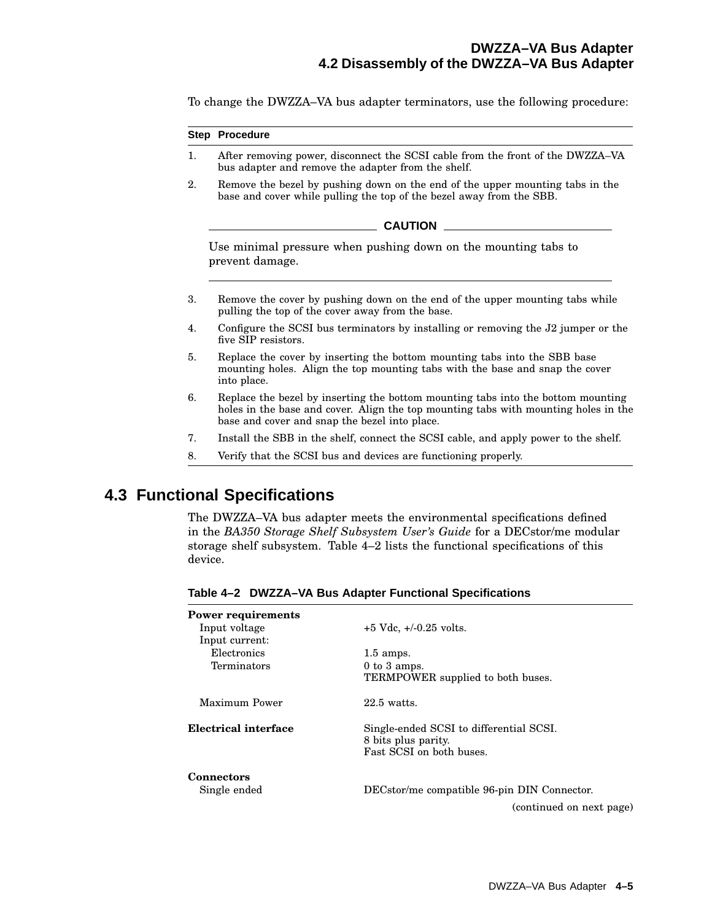To change the DWZZA–VA bus adapter terminators, use the following procedure:

| Step | Procedure |
|---|---|
| 1. | After removing power, disconnect the SCSI cable from the front of the DWZZA–VA bus adapter and remove the adapter from the shelf. |
| 2. | Remove the bezel by pushing down on the end of the upper mounting tabs in the base and cover while pulling the top of the bezel away from the SBB. |

**CAUTION**

Use minimal pressure when pushing down on the mounting tabs to prevent damage.

| Step | Procedure |
|---|---|
| 3. | Remove the cover by pushing down on the end of the upper mounting tabs while pulling the top of the cover away from the base. |
| 4. | Configure the SCSI bus terminators by installing or removing the J2 jumper or the five SIP resistors. |
| 5. | Replace the cover by inserting the bottom mounting tabs into the SBB base mounting holes. Align the top mounting tabs with the base and snap the cover into place. |
| 6. | Replace the bezel by inserting the bottom mounting tabs into the bottom mounting holes in the base and cover. Align the top mounting tabs with mounting holes in the base and cover and snap the bezel into place. |
| 7. | Install the SBB in the shelf, connect the SCSI cable, and apply power to the shelf. |
| 8. | Verify that the SCSI bus and devices are functioning properly. |

## 4.3 Functional Specifications

The DWZZA–VA bus adapter meets the environmental specifications defined in the *BA350 Storage Shelf Subsystem User's Guide* for a DECstor/me modular storage shelf subsystem. Table 4–2 lists the functional specifications of this device.

**Table 4–2 DWZZA–VA Bus Adapter Functional Specifications**

| | |
|---|---|
| **Power requirements** | |
| Input voltage | +5 Vdc, +/-0.25 volts. |
| Input current: | |
| Electronics | 1.5 amps. |
| Terminators | 0 to 3 amps. TERMPOWER supplied to both buses. |
| Maximum Power | 22.5 watts. |
| **Electrical interface** | Single-ended SCSI to differential SCSI. 8 bits plus parity. Fast SCSI on both buses. |
| **Connectors** | |
| Single ended | DECstor/me compatible 96-pin DIN Connector. |

(continued on next page)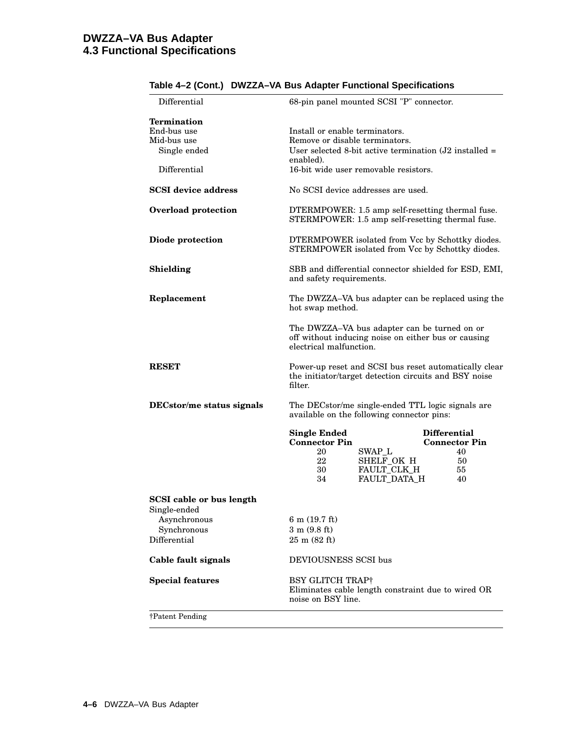**Table 4–2 (Cont.) DWZZA–VA Bus Adapter Functional Specifications**

| | |
|---|---|
| Differential | 68-pin panel mounted SCSI "P" connector. |
| **Termination** | |
| End-bus use | Install or enable terminators. |
| Mid-bus use | Remove or disable terminators. |
| Single ended | User selected 8-bit active termination (J2 installed = enabled). |
| Differential | 16-bit wide user removable resistors. |
| **SCSI device address** | No SCSI device addresses are used. |
| **Overload protection** | DTERMPOWER: 1.5 amp self-resetting thermal fuse. STERMPOWER: 1.5 amp self-resetting thermal fuse. |
| **Diode protection** | DTERMPOWER isolated from Vcc by Schottky diodes. STERMPOWER isolated from Vcc by Schottky diodes. |
| **Shielding** | SBB and differential connector shielded for ESD, EMI, and safety requirements. |
| **Replacement** | The DWZZA–VA bus adapter can be replaced using the hot swap method.<br><br>The DWZZA–VA bus adapter can be turned on or off without inducing noise on either bus or causing electrical malfunction. |
| **RESET** | Power-up reset and SCSI bus reset automatically clear the initiator/target detection circuits and BSY noise filter. |
| **DECstor/me status signals** | The DECstor/me single-ended TTL logic signals are available on the following connector pins: |

| Single Ended Connector Pin | | Differential Connector Pin |
|---|---|---|
| 20 | SWAP_L | 40 |
| 22 | SHELF_OK_H | 50 |
| 30 | FAULT_CLK_H | 55 |
| 34 | FAULT_DATA_H | 40 |

| | |
|---|---|
| **SCSI cable or bus length** | |
| Single-ended | |
| Asynchronous | 6 m (19.7 ft) |
| Synchronous | 3 m (9.8 ft) |
| Differential | 25 m (82 ft) |
| **Cable fault signals** | DEVIOUSNESS SCSI bus |
| **Special features** | BSY GLITCH TRAP†<br>Eliminates cable length constraint due to wired OR noise on BSY line. |

†Patent Pending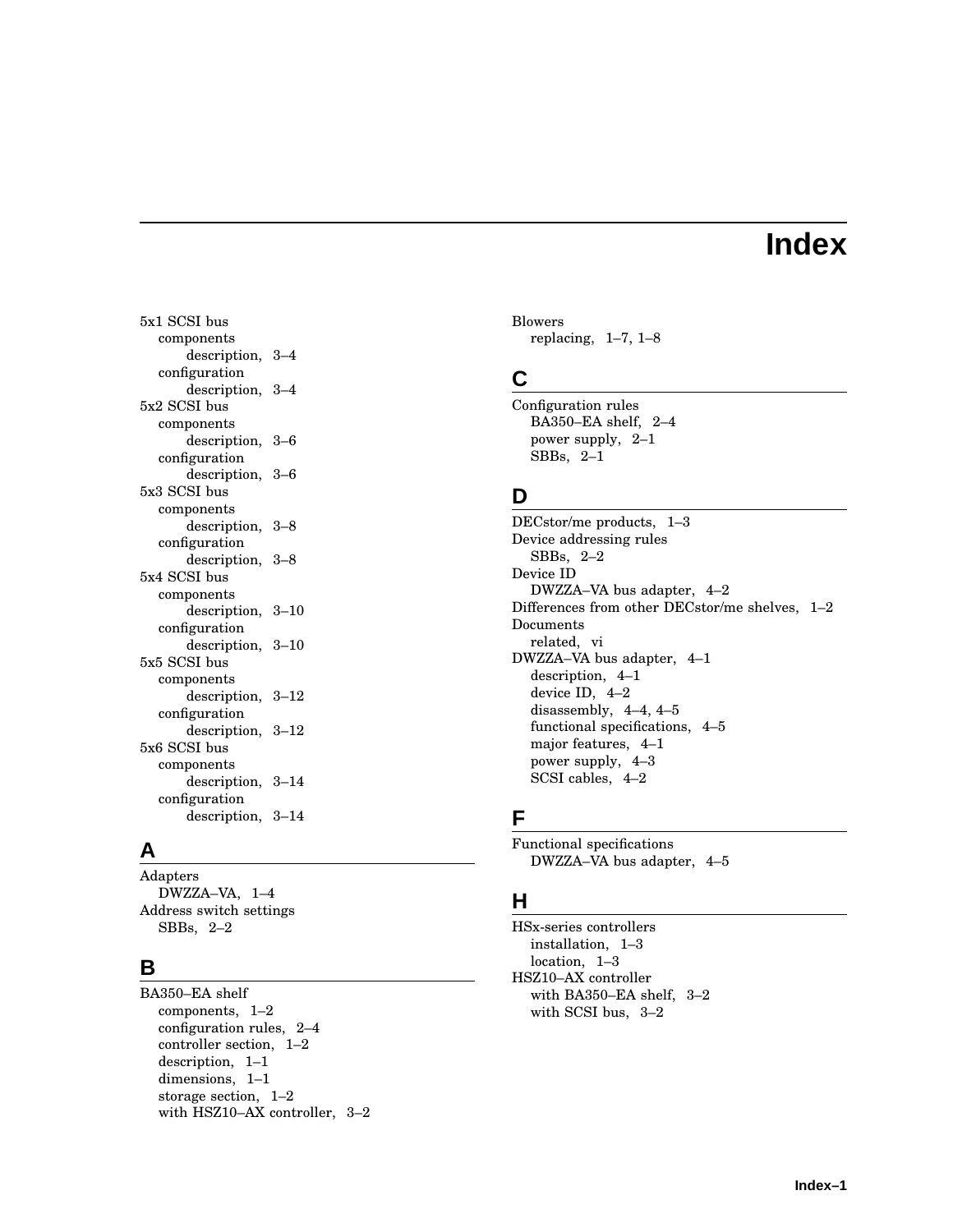# Index

5x1 SCSI bus
- components
  - description, 3–4
- configuration
  - description, 3–4

5x2 SCSI bus
- components
  - description, 3–6
- configuration
  - description, 3–6

5x3 SCSI bus
- components
  - description, 3–8
- configuration
  - description, 3–8

5x4 SCSI bus
- components
  - description, 3–10
- configuration
  - description, 3–10

5x5 SCSI bus
- components
  - description, 3–12
- configuration
  - description, 3–12

5x6 SCSI bus
- components
  - description, 3–14
- configuration
  - description, 3–14

## A

Adapters
- DWZZA–VA, 1–4

Address switch settings
- SBBs, 2–2

## B

BA350–EA shelf
- components, 1–2
- configuration rules, 2–4
- controller section, 1–2
- description, 1–1
- dimensions, 1–1
- storage section, 1–2
- with HSZ10–AX controller, 3–2

Blowers
- replacing, 1–7, 1–8

## C

Configuration rules
- BA350–EA shelf, 2–4
- power supply, 2–1
- SBBs, 2–1

## D

DECstor/me products, 1–3

Device addressing rules
- SBBs, 2–2

Device ID
- DWZZA–VA bus adapter, 4–2

Differences from other DECstor/me shelves, 1–2

Documents
- related, vi

DWZZA–VA bus adapter, 4–1
- description, 4–1
- device ID, 4–2
- disassembly, 4–4, 4–5
- functional specifications, 4–5
- major features, 4–1
- power supply, 4–3
- SCSI cables, 4–2

## F

Functional specifications
- DWZZA–VA bus adapter, 4–5

## H

HSx-series controllers
- installation, 1–3
- location, 1–3

HSZ10–AX controller
- with BA350–EA shelf, 3–2
- with SCSI bus, 3–2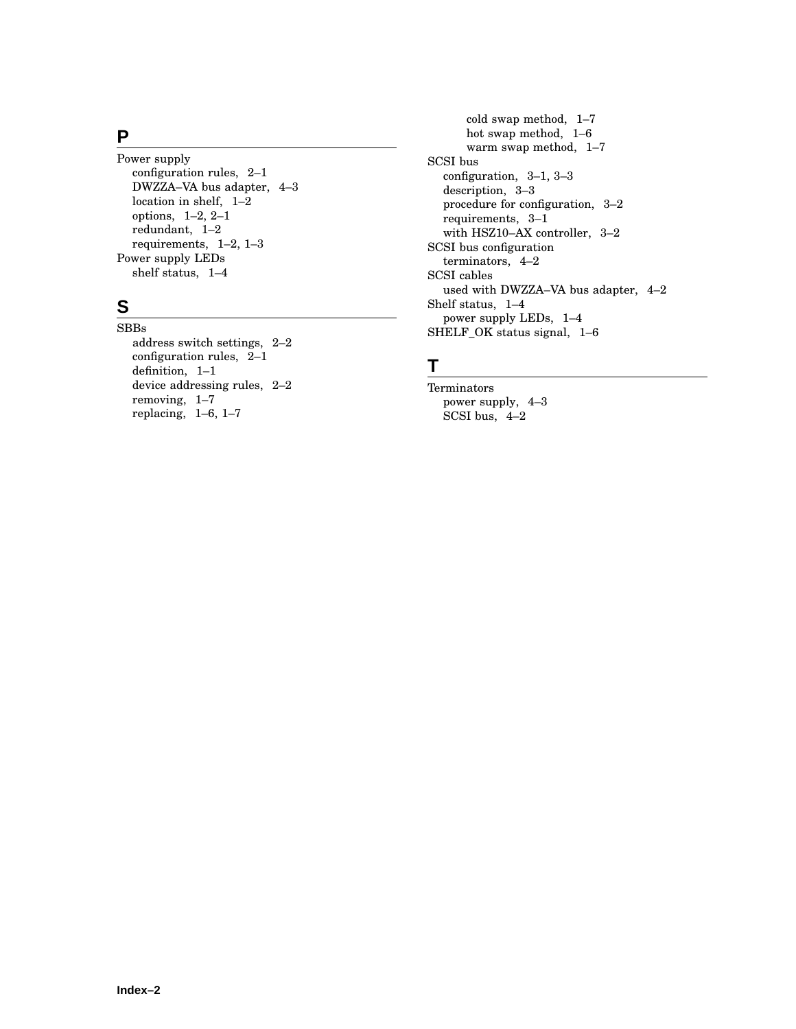## P

Power supply
- configuration rules, 2–1
- DWZZA–VA bus adapter, 4–3
- location in shelf, 1–2
- options, 1–2, 2–1
- redundant, 1–2
- requirements, 1–2, 1–3

Power supply LEDs
- shelf status, 1–4

## S

SBBs
- address switch settings, 2–2
- configuration rules, 2–1
- definition, 1–1
- device addressing rules, 2–2
- removing, 1–7
- replacing, 1–6, 1–7
  - cold swap method, 1–7
  - hot swap method, 1–6
  - warm swap method, 1–7

SCSI bus
- configuration, 3–1, 3–3
- description, 3–3
- procedure for configuration, 3–2
- requirements, 3–1
- with HSZ10–AX controller, 3–2

SCSI bus configuration
- terminators, 4–2

SCSI cables
- used with DWZZA–VA bus adapter, 4–2

Shelf status, 1–4
- power supply LEDs, 1–4

SHELF_OK status signal, 1–6

## T

Terminators
- power supply, 4–3
- SCSI bus, 4–2